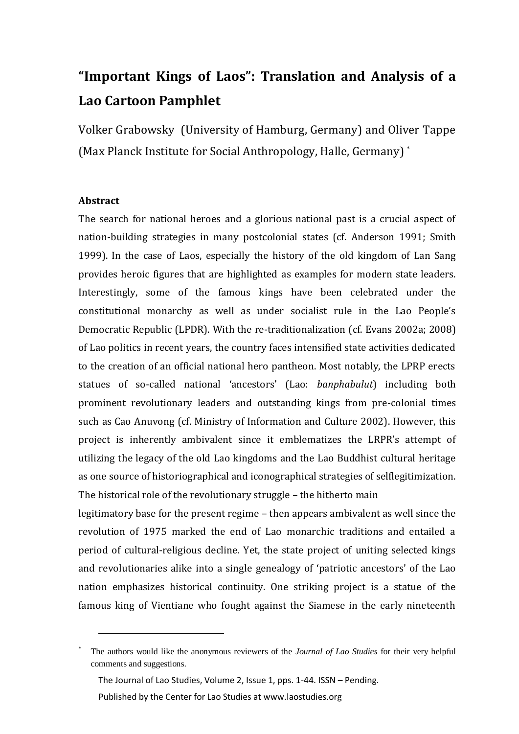# "Important Kings of Laos": Translation and Analysis of a Lao Cartoon Pamphlet

Volker Grabowsky (University of Hamburg, Germany) and Oliver Tappe (Max Planck Institute for Social Anthropology, Halle, Germany) [*]

### Abstract

The search for national heroes and a glorious national past is a crucial aspect of nation-building strategies in many postcolonial states (cf. Anderson 1991; Smith 1999). In the case of Laos, especially the history of the old kingdom of Lan Sang provides heroic figures that are highlighted as examples for modern state leaders. Interestingly, some of the famous kings have been celebrated under the constitutional monarchy as well as under socialist rule in the Lao People's Democratic Republic (LPDR). With the re-traditionalization (cf. Evans 2002a; 2008) of Lao politics in recent years, the country faces intensified state activities dedicated to the creation of an official national hero pantheon. Most notably, the LPRP erects statues of so-called national 'ancestors' (Lao: *banphabulut*) including both prominent revolutionary leaders and outstanding kings from pre-colonial times such as Cao Anuvong (cf. Ministry of Information and Culture 2002). However, this project is inherently ambivalent since it emblematizes the LRPR's attempt of utilizing the legacy of the old Lao kingdoms and the Lao Buddhist cultural heritage as one source of historiographical and iconographical strategies of selflegitimization. The historical role of the revolutionary struggle – the hitherto main legitimatory base for the present regime – then appears ambivalent as well since the revolution of 1975 marked the end of Lao monarchic traditions and entailed a period of cultural-religious decline. Yet, the state project of uniting selected kings and revolutionaries alike into a single genealogy of 'patriotic ancestors' of the Lao nation emphasizes historical continuity. One striking project is a statue of the famous king of Vientiane who fought against the Siamese in the early nineteenth

---

[*] The authors would like the anonymous reviewers of the *Journal of Lao Studies* for their very helpful comments and suggestions.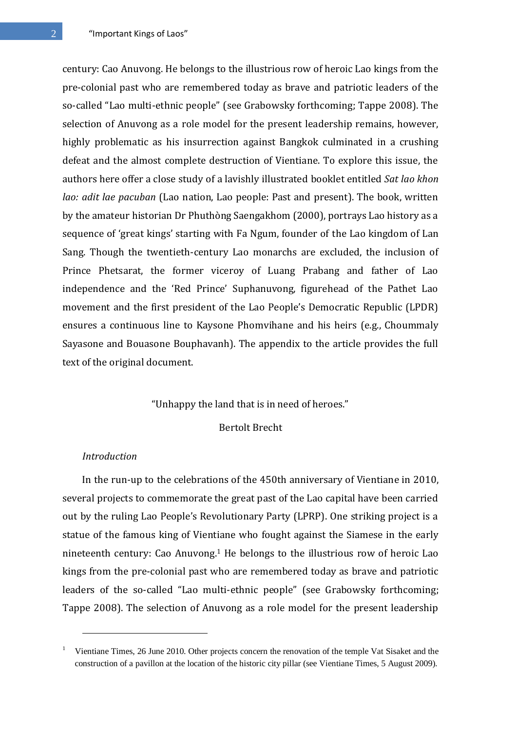century: Cao Anuvong. He belongs to the illustrious row of heroic Lao kings from the pre-colonial past who are remembered today as brave and patriotic leaders of the so-called “Lao multi-ethnic people” (see Grabowsky forthcoming; Tappe 2008). The selection of Anuvong as a role model for the present leadership remains, however, highly problematic as his insurrection against Bangkok culminated in a crushing defeat and the almost complete destruction of Vientiane. To explore this issue, the authors here offer a close study of a lavishly illustrated booklet entitled *Sat lao khon lao: adit lae pacuban* (Lao nation, Lao people: Past and present). The book, written by the amateur historian Dr Phuthòng Saengakhom (2000), portrays Lao history as a sequence of ‘great kings’ starting with Fa Ngum, founder of the Lao kingdom of Lan Sang. Though the twentieth-century Lao monarchs are excluded, the inclusion of Prince Phetsarat, the former viceroy of Luang Prabang and father of Lao independence and the ‘Red Prince’ Suphanuvong, figurehead of the Pathet Lao movement and the first president of the Lao People’s Democratic Republic (LPDR) ensures a continuous line to Kaysone Phomvihane and his heirs (e.g., Choummaly Sayasone and Bouasone Bouphavanh). The appendix to the article provides the full text of the original document.

“Unhappy the land that is in need of heroes.”

Bertolt Brecht

*Introduction*

In the run-up to the celebrations of the 450th anniversary of Vientiane in 2010, several projects to commemorate the great past of the Lao capital have been carried out by the ruling Lao People’s Revolutionary Party (LPRP). One striking project is a statue of the famous king of Vientiane who fought against the Siamese in the early nineteenth century: Cao Anuvong.[1] He belongs to the illustrious row of heroic Lao kings from the pre-colonial past who are remembered today as brave and patriotic leaders of the so-called “Lao multi-ethnic people” (see Grabowsky forthcoming; Tappe 2008). The selection of Anuvong as a role model for the present leadership

[1] Vientiane Times, 26 June 2010. Other projects concern the renovation of the temple Vat Sisaket and the construction of a pavillon at the location of the historic city pillar (see Vientiane Times, 5 August 2009).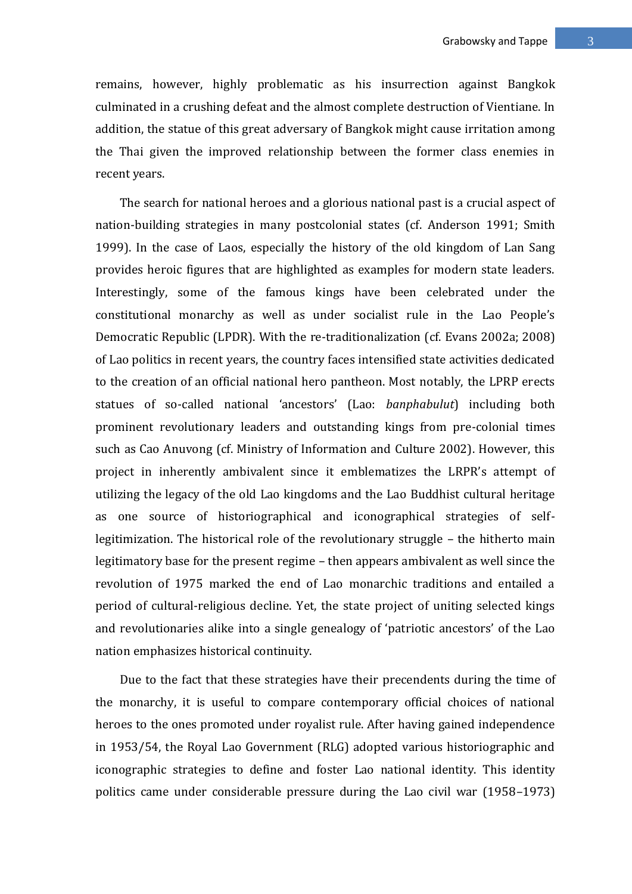remains, however, highly problematic as his insurrection against Bangkok culminated in a crushing defeat and the almost complete destruction of Vientiane. In addition, the statue of this great adversary of Bangkok might cause irritation among the Thai given the improved relationship between the former class enemies in recent years.

The search for national heroes and a glorious national past is a crucial aspect of nation-building strategies in many postcolonial states (cf. Anderson 1991; Smith 1999). In the case of Laos, especially the history of the old kingdom of Lan Sang provides heroic figures that are highlighted as examples for modern state leaders. Interestingly, some of the famous kings have been celebrated under the constitutional monarchy as well as under socialist rule in the Lao People's Democratic Republic (LPDR). With the re-traditionalization (cf. Evans 2002a; 2008) of Lao politics in recent years, the country faces intensified state activities dedicated to the creation of an official national hero pantheon. Most notably, the LPRP erects statues of so-called national 'ancestors' (Lao: *banphabulut*) including both prominent revolutionary leaders and outstanding kings from pre-colonial times such as Cao Anuvong (cf. Ministry of Information and Culture 2002). However, this project in inherently ambivalent since it emblematizes the LRPR's attempt of utilizing the legacy of the old Lao kingdoms and the Lao Buddhist cultural heritage as one source of historiographical and iconographical strategies of self-legitimization. The historical role of the revolutionary struggle – the hitherto main legitimatory base for the present regime – then appears ambivalent as well since the revolution of 1975 marked the end of Lao monarchic traditions and entailed a period of cultural-religious decline. Yet, the state project of uniting selected kings and revolutionaries alike into a single genealogy of 'patriotic ancestors' of the Lao nation emphasizes historical continuity.

Due to the fact that these strategies have their precendents during the time of the monarchy, it is useful to compare contemporary official choices of national heroes to the ones promoted under royalist rule. After having gained independence in 1953/54, the Royal Lao Government (RLG) adopted various historiographic and iconographic strategies to define and foster Lao national identity. This identity politics came under considerable pressure during the Lao civil war (1958–1973)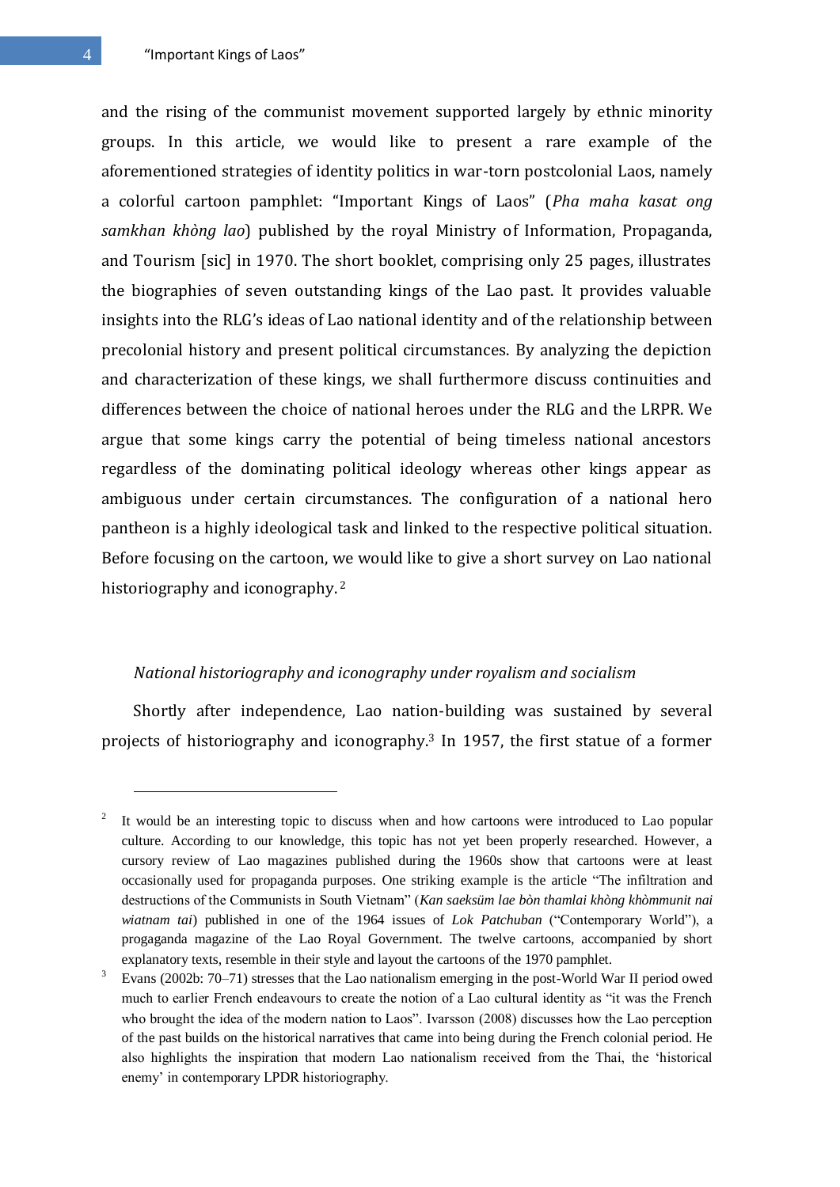and the rising of the communist movement supported largely by ethnic minority groups. In this article, we would like to present a rare example of the aforementioned strategies of identity politics in war-torn postcolonial Laos, namely a colorful cartoon pamphlet: "Important Kings of Laos" (*Pha maha kasat ong samkhan khòng lao*) published by the royal Ministry of Information, Propaganda, and Tourism [sic] in 1970. The short booklet, comprising only 25 pages, illustrates the biographies of seven outstanding kings of the Lao past. It provides valuable insights into the RLG's ideas of Lao national identity and of the relationship between precolonial history and present political circumstances. By analyzing the depiction and characterization of these kings, we shall furthermore discuss continuities and differences between the choice of national heroes under the RLG and the LRPR. We argue that some kings carry the potential of being timeless national ancestors regardless of the dominating political ideology whereas other kings appear as ambiguous under certain circumstances. The configuration of a national hero pantheon is a highly ideological task and linked to the respective political situation. Before focusing on the cartoon, we would like to give a short survey on Lao national historiography and iconography.[2]

### *National historiography and iconography under royalism and socialism*

Shortly after independence, Lao nation-building was sustained by several projects of historiography and iconography.[3] In 1957, the first statue of a former

---

[2] It would be an interesting topic to discuss when and how cartoons were introduced to Lao popular culture. According to our knowledge, this topic has not yet been properly researched. However, a cursory review of Lao magazines published during the 1960s show that cartoons were at least occasionally used for propaganda purposes. One striking example is the article "The infiltration and destructions of the Communists in South Vietnam" (*Kan saeksüm lae bòn thamlai khòng khòmmunit nai wiatnam tai*) published in one of the 1964 issues of *Lok Patchuban* ("Contemporary World"), a progaganda magazine of the Lao Royal Government. The twelve cartoons, accompanied by short explanatory texts, resemble in their style and layout the cartoons of the 1970 pamphlet.

[3] Evans (2002b: 70–71) stresses that the Lao nationalism emerging in the post-World War II period owed much to earlier French endeavours to create the notion of a Lao cultural identity as "it was the French who brought the idea of the modern nation to Laos". Ivarsson (2008) discusses how the Lao perception of the past builds on the historical narratives that came into being during the French colonial period. He also highlights the inspiration that modern Lao nationalism received from the Thai, the 'historical enemy' in contemporary LPDR historiography.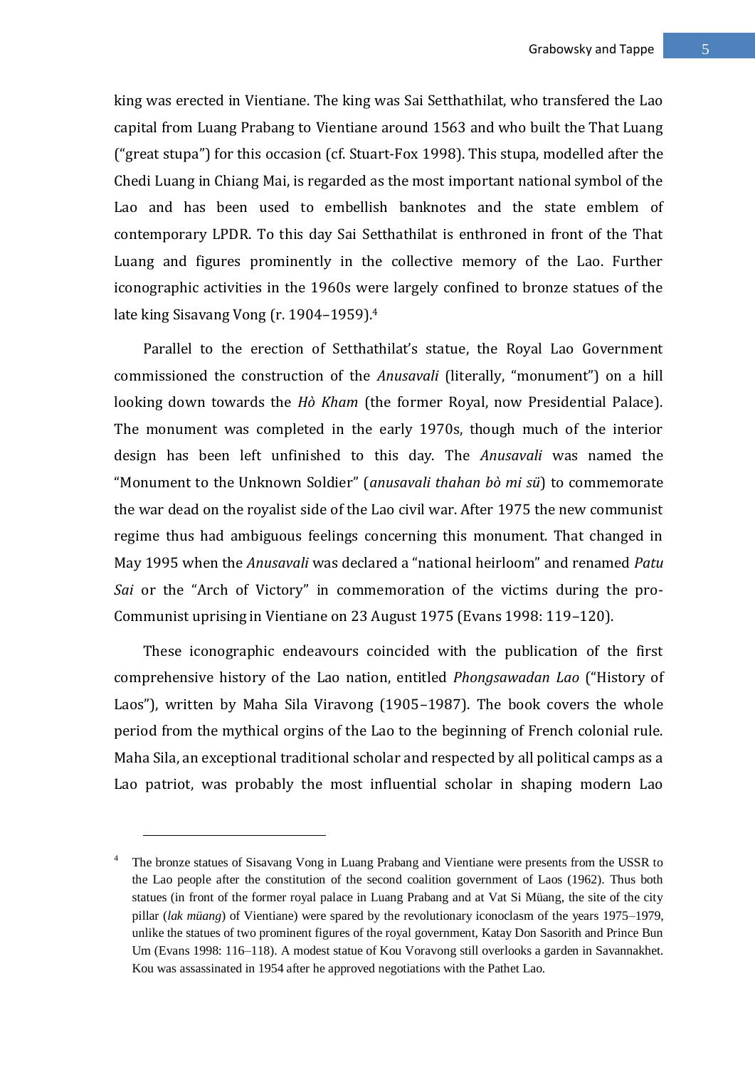king was erected in Vientiane. The king was Sai Setthathilat, who transfered the Lao capital from Luang Prabang to Vientiane around 1563 and who built the That Luang ("great stupa") for this occasion (cf. Stuart-Fox 1998). This stupa, modelled after the Chedi Luang in Chiang Mai, is regarded as the most important national symbol of the Lao and has been used to embellish banknotes and the state emblem of contemporary LPDR. To this day Sai Setthathilat is enthroned in front of the That Luang and figures prominently in the collective memory of the Lao. Further iconographic activities in the 1960s were largely confined to bronze statues of the late king Sisavang Vong (r. 1904–1959).[4]

Parallel to the erection of Setthathilat's statue, the Royal Lao Government commissioned the construction of the *Anusavali* (literally, "monument") on a hill looking down towards the *Hò Kham* (the former Royal, now Presidential Palace). The monument was completed in the early 1970s, though much of the interior design has been left unfinished to this day. The *Anusavali* was named the "Monument to the Unknown Soldier" (*anusavali thahan bò mi sü*) to commemorate the war dead on the royalist side of the Lao civil war. After 1975 the new communist regime thus had ambiguous feelings concerning this monument. That changed in May 1995 when the *Anusavali* was declared a "national heirloom" and renamed *Patu Sai* or the "Arch of Victory" in commemoration of the victims during the pro-Communist uprising in Vientiane on 23 August 1975 (Evans 1998: 119–120).

These iconographic endeavours coincided with the publication of the first comprehensive history of the Lao nation, entitled *Phongsawadan Lao* ("History of Laos"), written by Maha Sila Viravong (1905–1987). The book covers the whole period from the mythical orgins of the Lao to the beginning of French colonial rule. Maha Sila, an exceptional traditional scholar and respected by all political camps as a Lao patriot, was probably the most influential scholar in shaping modern Lao

---

[4] The bronze statues of Sisavang Vong in Luang Prabang and Vientiane were presents from the USSR to the Lao people after the constitution of the second coalition government of Laos (1962). Thus both statues (in front of the former royal palace in Luang Prabang and at Vat Si Müang, the site of the city pillar (*lak müang*) of Vientiane) were spared by the revolutionary iconoclasm of the years 1975–1979, unlike the statues of two prominent figures of the royal government, Katay Don Sasorith and Prince Bun Um (Evans 1998: 116–118). A modest statue of Kou Voravong still overlooks a garden in Savannakhet. Kou was assassinated in 1954 after he approved negotiations with the Pathet Lao.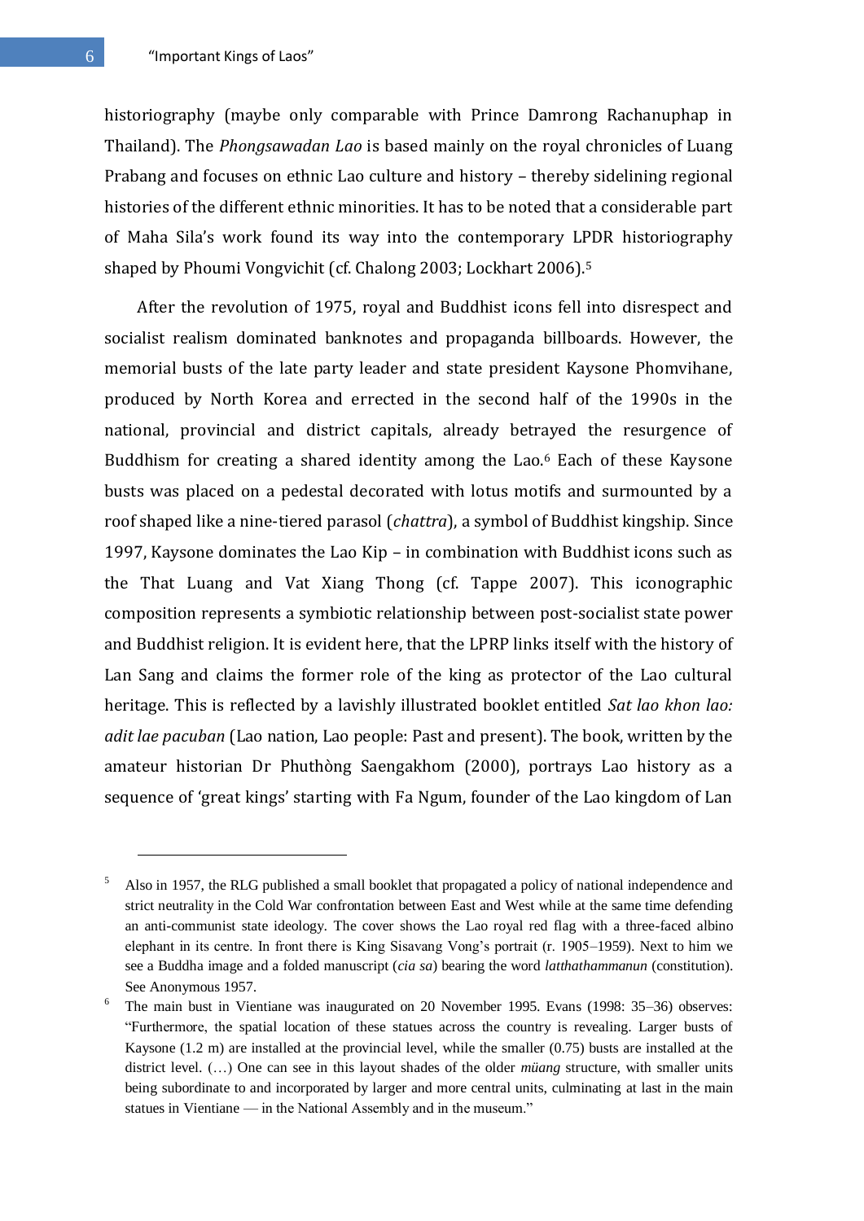historiography (maybe only comparable with Prince Damrong Rachanuphap in Thailand). The *Phongsawadan Lao* is based mainly on the royal chronicles of Luang Prabang and focuses on ethnic Lao culture and history – thereby sidelining regional histories of the different ethnic minorities. It has to be noted that a considerable part of Maha Sila's work found its way into the contemporary LPDR historiography shaped by Phoumi Vongvichit (cf. Chalong 2003; Lockhart 2006).[5]

After the revolution of 1975, royal and Buddhist icons fell into disrespect and socialist realism dominated banknotes and propaganda billboards. However, the memorial busts of the late party leader and state president Kaysone Phomvihane, produced by North Korea and errected in the second half of the 1990s in the national, provincial and district capitals, already betrayed the resurgence of Buddhism for creating a shared identity among the Lao.[6] Each of these Kaysone busts was placed on a pedestal decorated with lotus motifs and surmounted by a roof shaped like a nine-tiered parasol (*chattra*), a symbol of Buddhist kingship. Since 1997, Kaysone dominates the Lao Kip – in combination with Buddhist icons such as the That Luang and Vat Xiang Thong (cf. Tappe 2007). This iconographic composition represents a symbiotic relationship between post-socialist state power and Buddhist religion. It is evident here, that the LPRP links itself with the history of Lan Sang and claims the former role of the king as protector of the Lao cultural heritage. This is reflected by a lavishly illustrated booklet entitled *Sat lao khon lao: adit lae pacuban* (Lao nation, Lao people: Past and present). The book, written by the amateur historian Dr Phuthòng Saengakhom (2000), portrays Lao history as a sequence of 'great kings' starting with Fa Ngum, founder of the Lao kingdom of Lan

---

[5] Also in 1957, the RLG published a small booklet that propagated a policy of national independence and strict neutrality in the Cold War confrontation between East and West while at the same time defending an anti-communist state ideology. The cover shows the Lao royal red flag with a three-faced albino elephant in its centre. In front there is King Sisavang Vong's portrait (r. 1905–1959). Next to him we see a Buddha image and a folded manuscript (*cia sa*) bearing the word *latthathammanun* (constitution). See Anonymous 1957.

[6] The main bust in Vientiane was inaugurated on 20 November 1995. Evans (1998: 35–36) observes: "Furthermore, the spatial location of these statues across the country is revealing. Larger busts of Kaysone (1.2 m) are installed at the provincial level, while the smaller (0.75) busts are installed at the district level. (…) One can see in this layout shades of the older *müang* structure, with smaller units being subordinate to and incorporated by larger and more central units, culminating at last in the main statues in Vientiane — in the National Assembly and in the museum."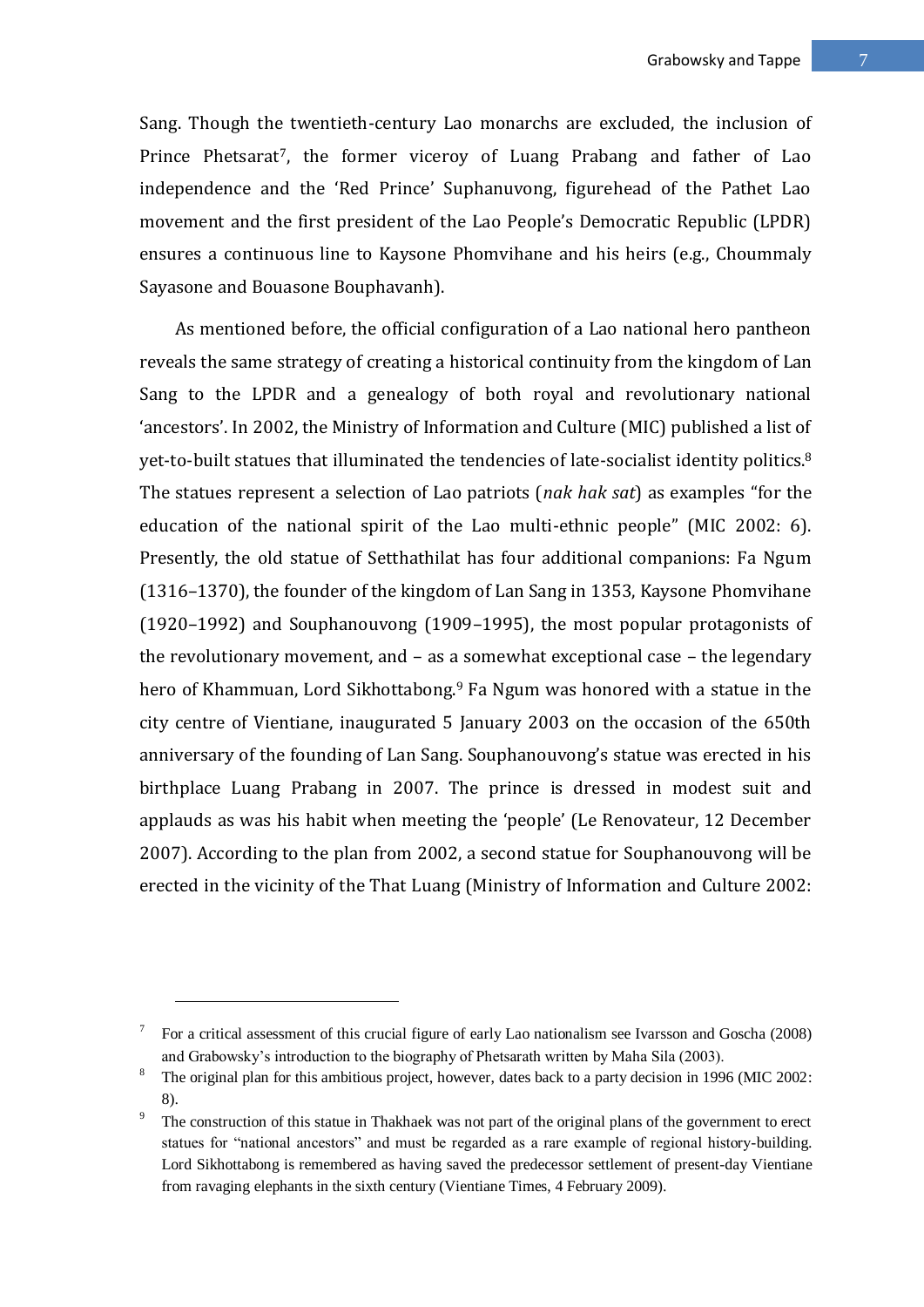Sang. Though the twentieth-century Lao monarchs are excluded, the inclusion of Prince Phetsarat[7], the former viceroy of Luang Prabang and father of Lao independence and the 'Red Prince' Suphanuvong, figurehead of the Pathet Lao movement and the first president of the Lao People's Democratic Republic (LPDR) ensures a continuous line to Kaysone Phomvihane and his heirs (e.g., Choummaly Sayasone and Bouasone Bouphavanh).

As mentioned before, the official configuration of a Lao national hero pantheon reveals the same strategy of creating a historical continuity from the kingdom of Lan Sang to the LPDR and a genealogy of both royal and revolutionary national 'ancestors'. In 2002, the Ministry of Information and Culture (MIC) published a list of yet-to-built statues that illuminated the tendencies of late-socialist identity politics.[8] The statues represent a selection of Lao patriots (*nak hak sat*) as examples "for the education of the national spirit of the Lao multi-ethnic people" (MIC 2002: 6). Presently, the old statue of Setthathilat has four additional companions: Fa Ngum (1316–1370), the founder of the kingdom of Lan Sang in 1353, Kaysone Phomvihane (1920–1992) and Souphanouvong (1909–1995), the most popular protagonists of the revolutionary movement, and – as a somewhat exceptional case – the legendary hero of Khammuan, Lord Sikhottabong.[9] Fa Ngum was honored with a statue in the city centre of Vientiane, inaugurated 5 January 2003 on the occasion of the 650th anniversary of the founding of Lan Sang. Souphanouvong's statue was erected in his birthplace Luang Prabang in 2007. The prince is dressed in modest suit and applauds as was his habit when meeting the 'people' (Le Renovateur, 12 December 2007). According to the plan from 2002, a second statue for Souphanouvong will be erected in the vicinity of the That Luang (Ministry of Information and Culture 2002:

---

[7] For a critical assessment of this crucial figure of early Lao nationalism see Ivarsson and Goscha (2008) and Grabowsky's introduction to the biography of Phetsarath written by Maha Sila (2003).

[8] The original plan for this ambitious project, however, dates back to a party decision in 1996 (MIC 2002: 8).

[9] The construction of this statue in Thakhaek was not part of the original plans of the government to erect statues for "national ancestors" and must be regarded as a rare example of regional history-building. Lord Sikhottabong is remembered as having saved the predecessor settlement of present-day Vientiane from ravaging elephants in the sixth century (Vientiane Times, 4 February 2009).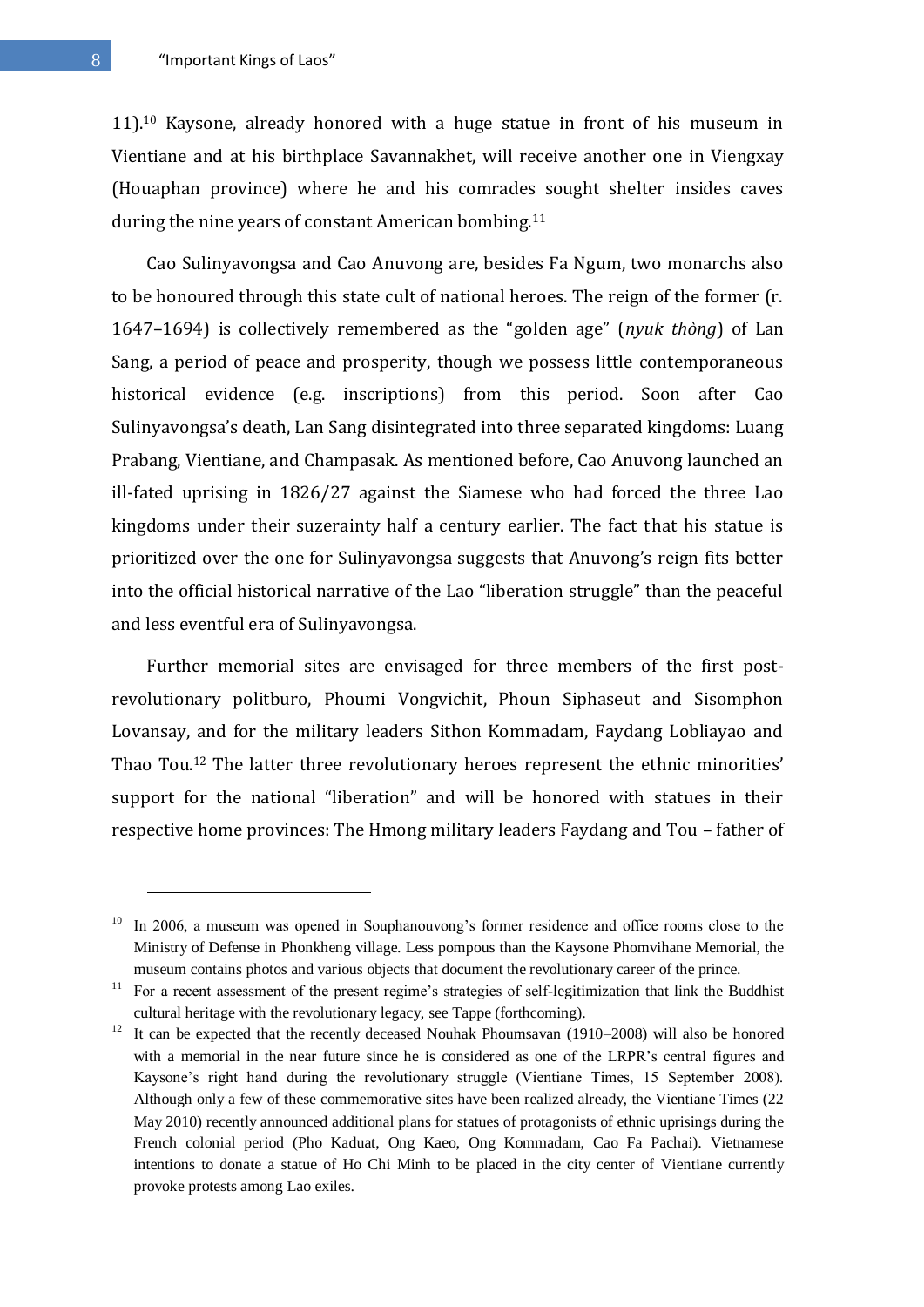11).[10] Kaysone, already honored with a huge statue in front of his museum in Vientiane and at his birthplace Savannakhet, will receive another one in Viengxay (Houaphan province) where he and his comrades sought shelter insides caves during the nine years of constant American bombing.[11]

Cao Sulinyavongsa and Cao Anuvong are, besides Fa Ngum, two monarchs also to be honoured through this state cult of national heroes. The reign of the former (r. 1647–1694) is collectively remembered as the "golden age" (*nyuk thòng*) of Lan Sang, a period of peace and prosperity, though we possess little contemporaneous historical evidence (e.g. inscriptions) from this period. Soon after Cao Sulinyavongsa's death, Lan Sang disintegrated into three separated kingdoms: Luang Prabang, Vientiane, and Champasak. As mentioned before, Cao Anuvong launched an ill-fated uprising in 1826/27 against the Siamese who had forced the three Lao kingdoms under their suzerainty half a century earlier. The fact that his statue is prioritized over the one for Sulinyavongsa suggests that Anuvong's reign fits better into the official historical narrative of the Lao "liberation struggle" than the peaceful and less eventful era of Sulinyavongsa.

Further memorial sites are envisaged for three members of the first post-revolutionary politburo, Phoumi Vongvichit, Phoun Siphaseut and Sisomphon Lovansay, and for the military leaders Sithon Kommadam, Faydang Lobliayao and Thao Tou.[12] The latter three revolutionary heroes represent the ethnic minorities' support for the national "liberation" and will be honored with statues in their respective home provinces: The Hmong military leaders Faydang and Tou – father of

---

[10] In 2006, a museum was opened in Souphanouvong's former residence and office rooms close to the Ministry of Defense in Phonkheng village. Less pompous than the Kaysone Phomvihane Memorial, the museum contains photos and various objects that document the revolutionary career of the prince.

[11] For a recent assessment of the present regime's strategies of self-legitimization that link the Buddhist cultural heritage with the revolutionary legacy, see Tappe (forthcoming).

[12] It can be expected that the recently deceased Nouhak Phoumsavan (1910–2008) will also be honored with a memorial in the near future since he is considered as one of the LRPR's central figures and Kaysone's right hand during the revolutionary struggle (Vientiane Times, 15 September 2008). Although only a few of these commemorative sites have been realized already, the Vientiane Times (22 May 2010) recently announced additional plans for statues of protagonists of ethnic uprisings during the French colonial period (Pho Kaduat, Ong Kaeo, Ong Kommadam, Cao Fa Pachai). Vietnamese intentions to donate a statue of Ho Chi Minh to be placed in the city center of Vientiane currently provoke protests among Lao exiles.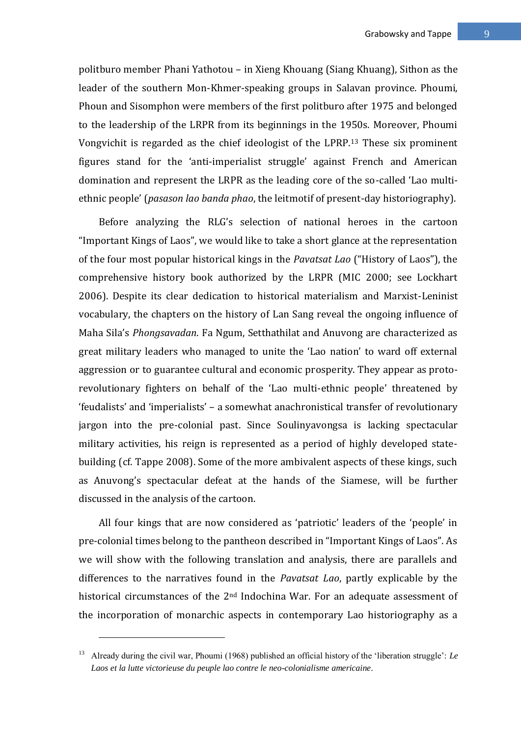politburo member Phani Yathotou – in Xieng Khouang (Siang Khuang), Sithon as the leader of the southern Mon-Khmer-speaking groups in Salavan province. Phoumi, Phoun and Sisomphon were members of the first politburo after 1975 and belonged to the leadership of the LRPR from its beginnings in the 1950s. Moreover, Phoumi Vongvichit is regarded as the chief ideologist of the LPRP.[13] These six prominent figures stand for the 'anti-imperialist struggle' against French and American domination and represent the LRPR as the leading core of the so-called 'Lao multi-ethnic people' (*pasason lao banda phao*, the leitmotif of present-day historiography).

Before analyzing the RLG's selection of national heroes in the cartoon "Important Kings of Laos", we would like to take a short glance at the representation of the four most popular historical kings in the *Pavatsat Lao* ("History of Laos"), the comprehensive history book authorized by the LRPR (MIC 2000; see Lockhart 2006). Despite its clear dedication to historical materialism and Marxist-Leninist vocabulary, the chapters on the history of Lan Sang reveal the ongoing influence of Maha Sila's *Phongsavadan*. Fa Ngum, Setthathilat and Anuvong are characterized as great military leaders who managed to unite the 'Lao nation' to ward off external aggression or to guarantee cultural and economic prosperity. They appear as proto-revolutionary fighters on behalf of the 'Lao multi-ethnic people' threatened by 'feudalists' and 'imperialists' – a somewhat anachronistical transfer of revolutionary jargon into the pre-colonial past. Since Soulinyavongsa is lacking spectacular military activities, his reign is represented as a period of highly developed state-building (cf. Tappe 2008). Some of the more ambivalent aspects of these kings, such as Anuvong's spectacular defeat at the hands of the Siamese, will be further discussed in the analysis of the cartoon.

All four kings that are now considered as 'patriotic' leaders of the 'people' in pre-colonial times belong to the pantheon described in "Important Kings of Laos". As we will show with the following translation and analysis, there are parallels and differences to the narratives found in the *Pavatsat Lao*, partly explicable by the historical circumstances of the 2nd Indochina War. For an adequate assessment of the incorporation of monarchic aspects in contemporary Lao historiography as a

---

[13] Already during the civil war, Phoumi (1968) published an official history of the 'liberation struggle': *Le Laos et la lutte victorieuse du peuple lao contre le neo-colonialisme americaine*.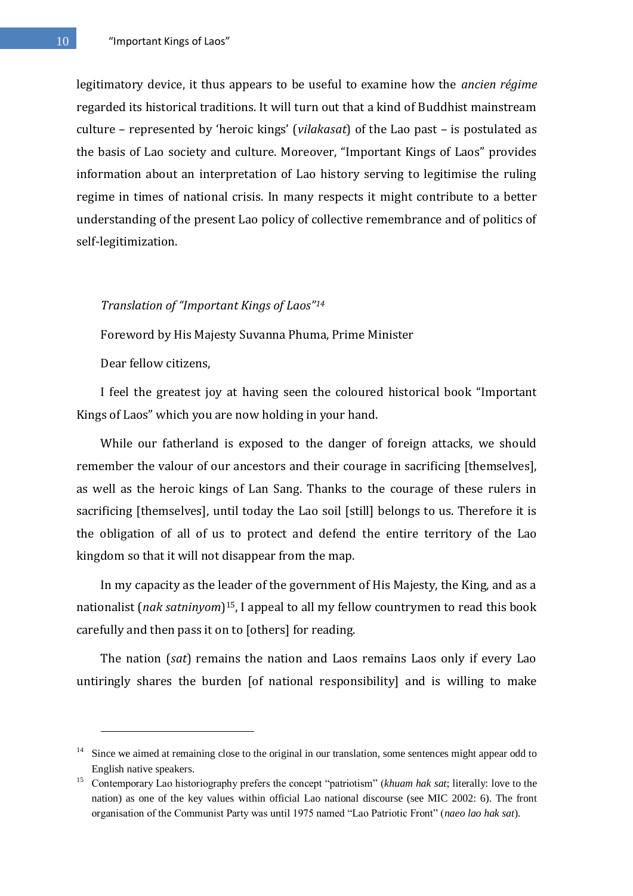legitimatory device, it thus appears to be useful to examine how the *ancien régime* regarded its historical traditions. It will turn out that a kind of Buddhist mainstream culture – represented by 'heroic kings' (*vilakasat*) of the Lao past – is postulated as the basis of Lao society and culture. Moreover, "Important Kings of Laos" provides information about an interpretation of Lao history serving to legitimise the ruling regime in times of national crisis. In many respects it might contribute to a better understanding of the present Lao policy of collective remembrance and of politics of self-legitimization.

*Translation of "Important Kings of Laos"*[14]

Foreword by His Majesty Suvanna Phuma, Prime Minister

Dear fellow citizens,

I feel the greatest joy at having seen the coloured historical book "Important Kings of Laos" which you are now holding in your hand.

While our fatherland is exposed to the danger of foreign attacks, we should remember the valour of our ancestors and their courage in sacrificing [themselves], as well as the heroic kings of Lan Sang. Thanks to the courage of these rulers in sacrificing [themselves], until today the Lao soil [still] belongs to us. Therefore it is the obligation of all of us to protect and defend the entire territory of the Lao kingdom so that it will not disappear from the map.

In my capacity as the leader of the government of His Majesty, the King, and as a nationalist (*nak satninyom*)[15], I appeal to all my fellow countrymen to read this book carefully and then pass it on to [others] for reading.

The nation (*sat*) remains the nation and Laos remains Laos only if every Lao untiringly shares the burden [of national responsibility] and is willing to make

---

[14] Since we aimed at remaining close to the original in our translation, some sentences might appear odd to English native speakers.

[15] Contemporary Lao historiography prefers the concept "patriotism" (*khuam hak sat*; literally: love to the nation) as one of the key values within official Lao national discourse (see MIC 2002: 6). The front organisation of the Communist Party was until 1975 named "Lao Patriotic Front" (*naeo lao hak sat*).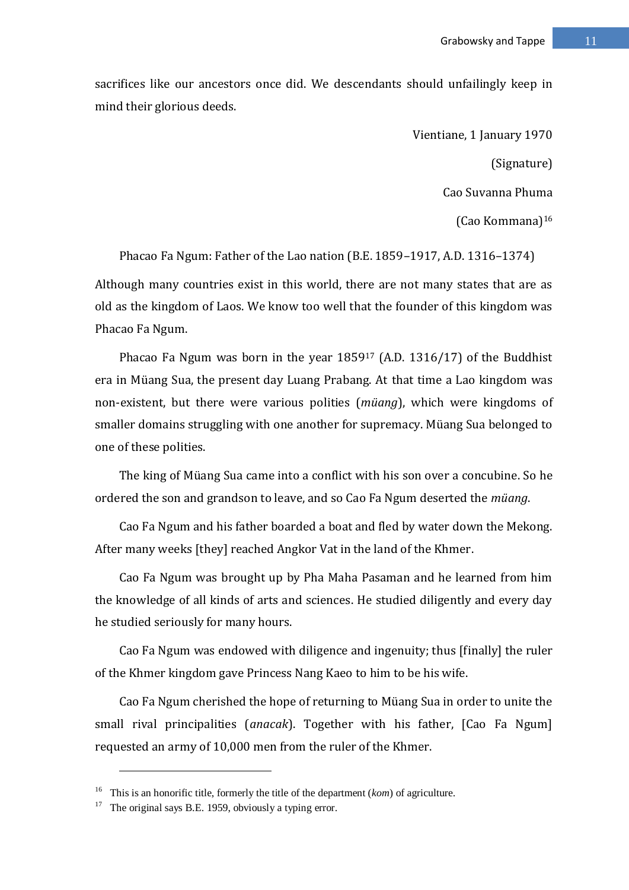sacrifices like our ancestors once did. We descendants should unfailingly keep in mind their glorious deeds.

Vientiane, 1 January 1970

(Signature)

Cao Suvanna Phuma

(Cao Kommana)[16]

Phacao Fa Ngum: Father of the Lao nation (B.E. 1859–1917, A.D. 1316–1374)

Although many countries exist in this world, there are not many states that are as old as the kingdom of Laos. We know too well that the founder of this kingdom was Phacao Fa Ngum.

Phacao Fa Ngum was born in the year 1859[17] (A.D. 1316/17) of the Buddhist era in Müang Sua, the present day Luang Prabang. At that time a Lao kingdom was non-existent, but there were various polities (*müang*), which were kingdoms of smaller domains struggling with one another for supremacy. Müang Sua belonged to one of these polities.

The king of Müang Sua came into a conflict with his son over a concubine. So he ordered the son and grandson to leave, and so Cao Fa Ngum deserted the *müang*.

Cao Fa Ngum and his father boarded a boat and fled by water down the Mekong. After many weeks [they] reached Angkor Vat in the land of the Khmer.

Cao Fa Ngum was brought up by Pha Maha Pasaman and he learned from him the knowledge of all kinds of arts and sciences. He studied diligently and every day he studied seriously for many hours.

Cao Fa Ngum was endowed with diligence and ingenuity; thus [finally] the ruler of the Khmer kingdom gave Princess Nang Kaeo to him to be his wife.

Cao Fa Ngum cherished the hope of returning to Müang Sua in order to unite the small rival principalities (*anacak*). Together with his father, [Cao Fa Ngum] requested an army of 10,000 men from the ruler of the Khmer.

---

[16] This is an honorific title, formerly the title of the department (*kom*) of agriculture.

[17] The original says B.E. 1959, obviously a typing error.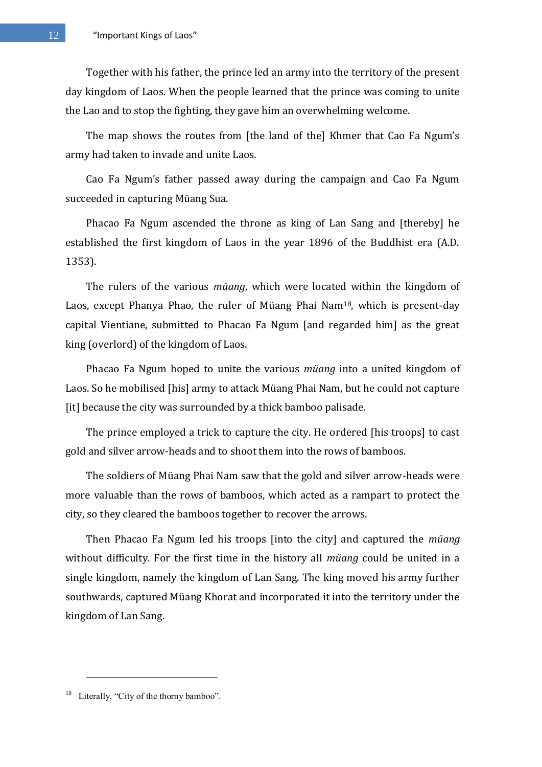Together with his father, the prince led an army into the territory of the present day kingdom of Laos. When the people learned that the prince was coming to unite the Lao and to stop the fighting, they gave him an overwhelming welcome.

The map shows the routes from [the land of the] Khmer that Cao Fa Ngum's army had taken to invade and unite Laos.

Cao Fa Ngum's father passed away during the campaign and Cao Fa Ngum succeeded in capturing Müang Sua.

Phacao Fa Ngum ascended the throne as king of Lan Sang and [thereby] he established the first kingdom of Laos in the year 1896 of the Buddhist era (A.D. 1353).

The rulers of the various *müang*, which were located within the kingdom of Laos, except Phanya Phao, the ruler of Müang Phai Nam[18], which is present-day capital Vientiane, submitted to Phacao Fa Ngum [and regarded him] as the great king (overlord) of the kingdom of Laos.

Phacao Fa Ngum hoped to unite the various *müang* into a united kingdom of Laos. So he mobilised [his] army to attack Müang Phai Nam, but he could not capture [it] because the city was surrounded by a thick bamboo palisade.

The prince employed a trick to capture the city. He ordered [his troops] to cast gold and silver arrow-heads and to shoot them into the rows of bamboos.

The soldiers of Müang Phai Nam saw that the gold and silver arrow-heads were more valuable than the rows of bamboos, which acted as a rampart to protect the city, so they cleared the bamboos together to recover the arrows.

Then Phacao Fa Ngum led his troops [into the city] and captured the *müang* without difficulty. For the first time in the history all *müang* could be united in a single kingdom, namely the kingdom of Lan Sang. The king moved his army further southwards, captured Müang Khorat and incorporated it into the territory under the kingdom of Lan Sang.

---

[18] Literally, "City of the thorny bamboo".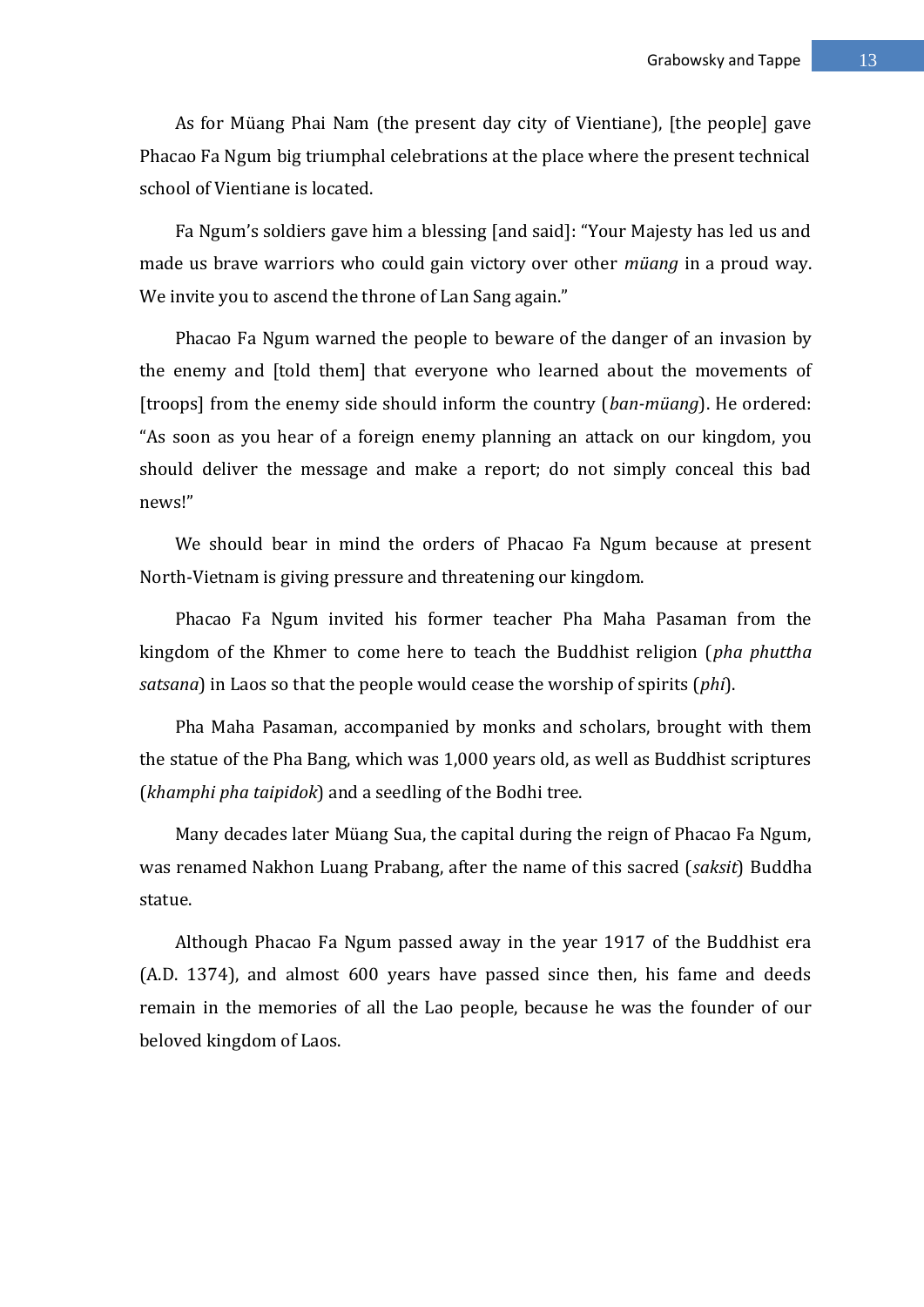As for Müang Phai Nam (the present day city of Vientiane), [the people] gave Phacao Fa Ngum big triumphal celebrations at the place where the present technical school of Vientiane is located.

Fa Ngum's soldiers gave him a blessing [and said]: "Your Majesty has led us and made us brave warriors who could gain victory over other *müang* in a proud way. We invite you to ascend the throne of Lan Sang again."

Phacao Fa Ngum warned the people to beware of the danger of an invasion by the enemy and [told them] that everyone who learned about the movements of [troops] from the enemy side should inform the country (*ban-müang*). He ordered: "As soon as you hear of a foreign enemy planning an attack on our kingdom, you should deliver the message and make a report; do not simply conceal this bad news!"

We should bear in mind the orders of Phacao Fa Ngum because at present North-Vietnam is giving pressure and threatening our kingdom.

Phacao Fa Ngum invited his former teacher Pha Maha Pasaman from the kingdom of the Khmer to come here to teach the Buddhist religion (*pha phuttha satsana*) in Laos so that the people would cease the worship of spirits (*phi*).

Pha Maha Pasaman, accompanied by monks and scholars, brought with them the statue of the Pha Bang, which was 1,000 years old, as well as Buddhist scriptures (*khamphi pha taipidok*) and a seedling of the Bodhi tree.

Many decades later Müang Sua, the capital during the reign of Phacao Fa Ngum, was renamed Nakhon Luang Prabang, after the name of this sacred (*saksit*) Buddha statue.

Although Phacao Fa Ngum passed away in the year 1917 of the Buddhist era (A.D. 1374), and almost 600 years have passed since then, his fame and deeds remain in the memories of all the Lao people, because he was the founder of our beloved kingdom of Laos.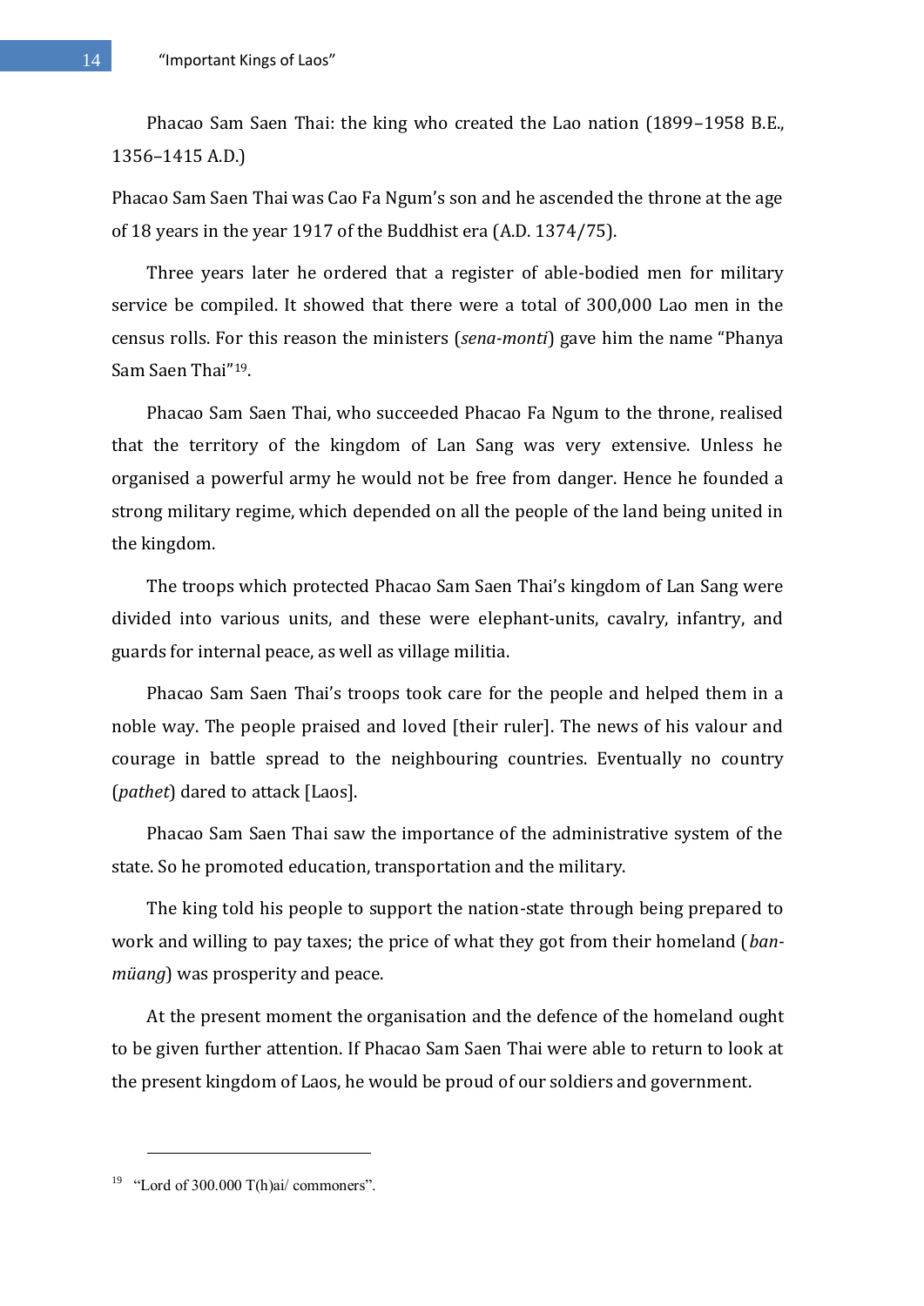Phacao Sam Saen Thai: the king who created the Lao nation (1899–1958 B.E., 1356–1415 A.D.)

Phacao Sam Saen Thai was Cao Fa Ngum's son and he ascended the throne at the age of 18 years in the year 1917 of the Buddhist era (A.D. 1374/75).

Three years later he ordered that a register of able-bodied men for military service be compiled. It showed that there were a total of 300,000 Lao men in the census rolls. For this reason the ministers (*sena-monti*) gave him the name "Phanya Sam Saen Thai"[19].

Phacao Sam Saen Thai, who succeeded Phacao Fa Ngum to the throne, realised that the territory of the kingdom of Lan Sang was very extensive. Unless he organised a powerful army he would not be free from danger. Hence he founded a strong military regime, which depended on all the people of the land being united in the kingdom.

The troops which protected Phacao Sam Saen Thai's kingdom of Lan Sang were divided into various units, and these were elephant-units, cavalry, infantry, and guards for internal peace, as well as village militia.

Phacao Sam Saen Thai's troops took care for the people and helped them in a noble way. The people praised and loved [their ruler]. The news of his valour and courage in battle spread to the neighbouring countries. Eventually no country (*pathet*) dared to attack [Laos].

Phacao Sam Saen Thai saw the importance of the administrative system of the state. So he promoted education, transportation and the military.

The king told his people to support the nation-state through being prepared to work and willing to pay taxes; the price of what they got from their homeland (*ban-müang*) was prosperity and peace.

At the present moment the organisation and the defence of the homeland ought to be given further attention. If Phacao Sam Saen Thai were able to return to look at the present kingdom of Laos, he would be proud of our soldiers and government.

---

[19] "Lord of 300.000 T(h)ai/ commoners".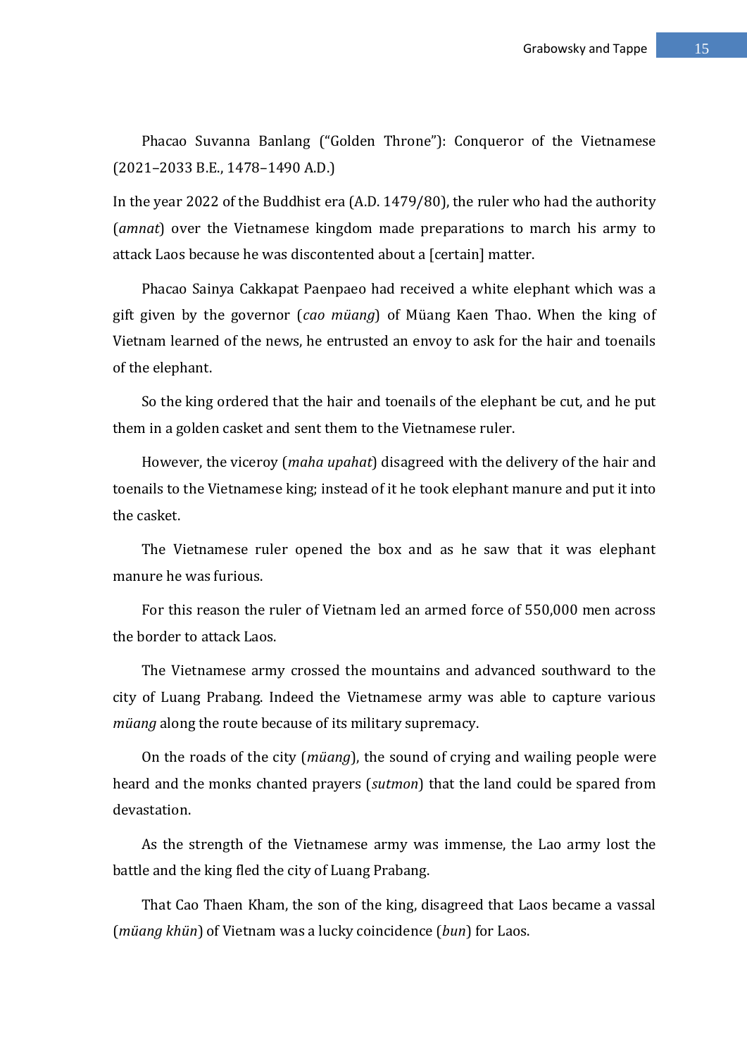Phacao Suvanna Banlang ("Golden Throne"): Conqueror of the Vietnamese (2021–2033 B.E., 1478–1490 A.D.)

In the year 2022 of the Buddhist era (A.D. 1479/80), the ruler who had the authority (*amnat*) over the Vietnamese kingdom made preparations to march his army to attack Laos because he was discontented about a [certain] matter.

Phacao Sainya Cakkapat Paenpaeo had received a white elephant which was a gift given by the governor (*cao müang*) of Müang Kaen Thao. When the king of Vietnam learned of the news, he entrusted an envoy to ask for the hair and toenails of the elephant.

So the king ordered that the hair and toenails of the elephant be cut, and he put them in a golden casket and sent them to the Vietnamese ruler.

However, the viceroy (*maha upahat*) disagreed with the delivery of the hair and toenails to the Vietnamese king; instead of it he took elephant manure and put it into the casket.

The Vietnamese ruler opened the box and as he saw that it was elephant manure he was furious.

For this reason the ruler of Vietnam led an armed force of 550,000 men across the border to attack Laos.

The Vietnamese army crossed the mountains and advanced southward to the city of Luang Prabang. Indeed the Vietnamese army was able to capture various *müang* along the route because of its military supremacy.

On the roads of the city (*müang*), the sound of crying and wailing people were heard and the monks chanted prayers (*sutmon*) that the land could be spared from devastation.

As the strength of the Vietnamese army was immense, the Lao army lost the battle and the king fled the city of Luang Prabang.

That Cao Thaen Kham, the son of the king, disagreed that Laos became a vassal (*müang khün*) of Vietnam was a lucky coincidence (*bun*) for Laos.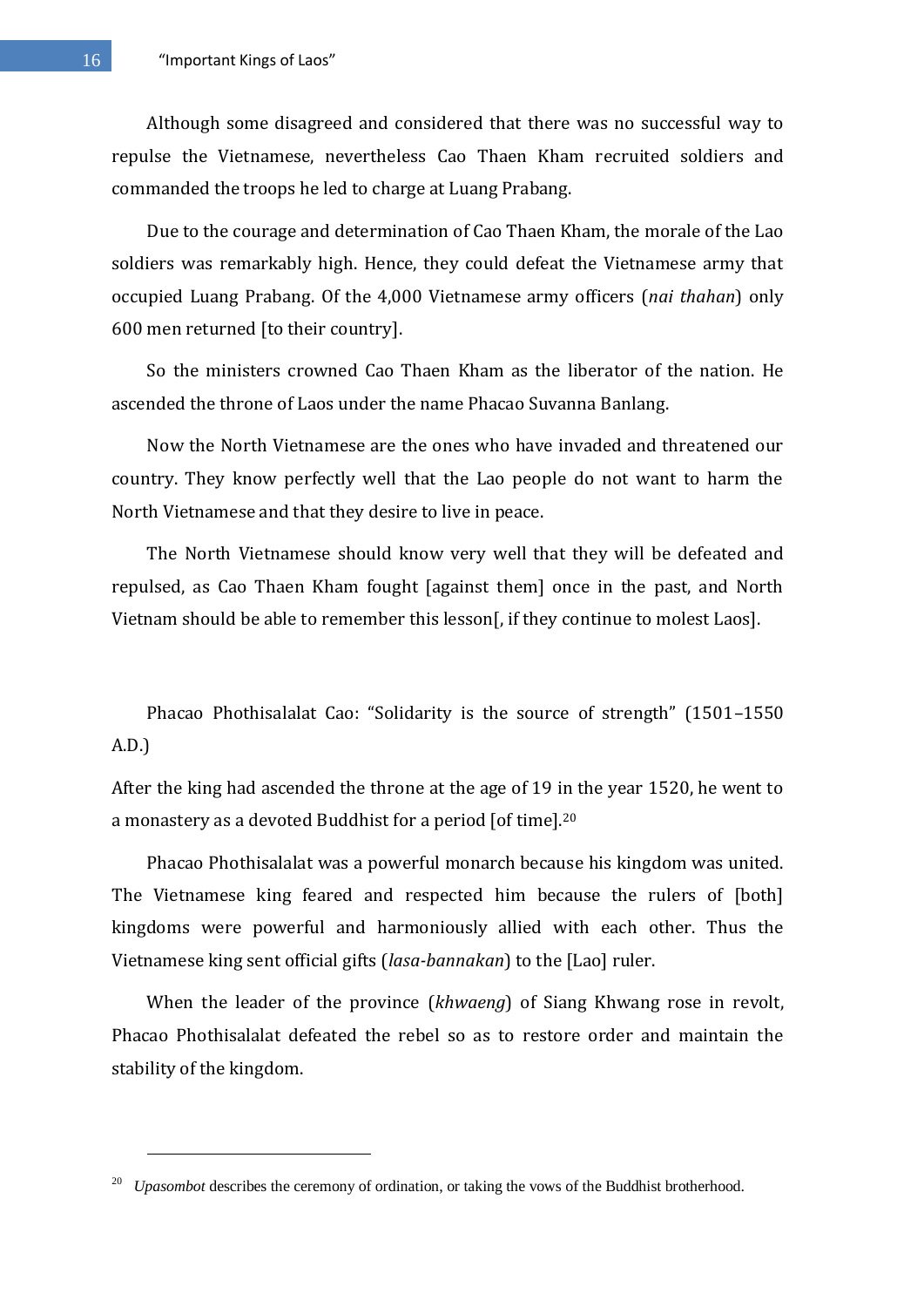Although some disagreed and considered that there was no successful way to repulse the Vietnamese, nevertheless Cao Thaen Kham recruited soldiers and commanded the troops he led to charge at Luang Prabang.

Due to the courage and determination of Cao Thaen Kham, the morale of the Lao soldiers was remarkably high. Hence, they could defeat the Vietnamese army that occupied Luang Prabang. Of the 4,000 Vietnamese army officers (*nai thahan*) only 600 men returned [to their country].

So the ministers crowned Cao Thaen Kham as the liberator of the nation. He ascended the throne of Laos under the name Phacao Suvanna Banlang.

Now the North Vietnamese are the ones who have invaded and threatened our country. They know perfectly well that the Lao people do not want to harm the North Vietnamese and that they desire to live in peace.

The North Vietnamese should know very well that they will be defeated and repulsed, as Cao Thaen Kham fought [against them] once in the past, and North Vietnam should be able to remember this lesson[, if they continue to molest Laos].

Phacao Phothisalalat Cao: "Solidarity is the source of strength" (1501–1550 A.D.)

After the king had ascended the throne at the age of 19 in the year 1520, he went to a monastery as a devoted Buddhist for a period [of time].[20]

Phacao Phothisalalat was a powerful monarch because his kingdom was united. The Vietnamese king feared and respected him because the rulers of [both] kingdoms were powerful and harmoniously allied with each other. Thus the Vietnamese king sent official gifts (*lasa-bannakan*) to the [Lao] ruler.

When the leader of the province (*khwaeng*) of Siang Khwang rose in revolt, Phacao Phothisalalat defeated the rebel so as to restore order and maintain the stability of the kingdom.

[20] *Upasombot* describes the ceremony of ordination, or taking the vows of the Buddhist brotherhood.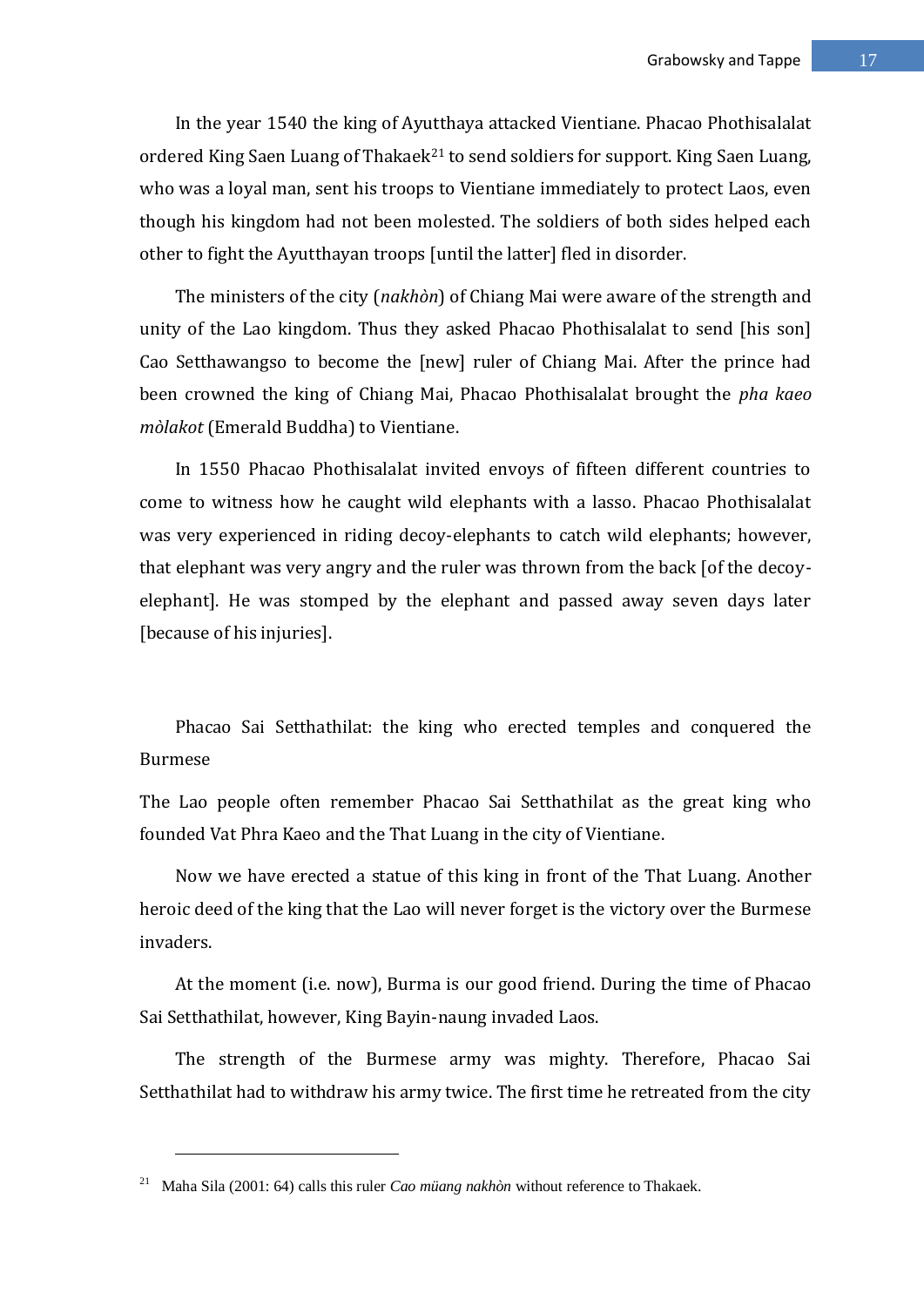In the year 1540 the king of Ayutthaya attacked Vientiane. Phacao Phothisalalat ordered King Saen Luang of Thakaek[21] to send soldiers for support. King Saen Luang, who was a loyal man, sent his troops to Vientiane immediately to protect Laos, even though his kingdom had not been molested. The soldiers of both sides helped each other to fight the Ayutthayan troops [until the latter] fled in disorder.

The ministers of the city (*nakhòn*) of Chiang Mai were aware of the strength and unity of the Lao kingdom. Thus they asked Phacao Phothisalalat to send [his son] Cao Setthawangso to become the [new] ruler of Chiang Mai. After the prince had been crowned the king of Chiang Mai, Phacao Phothisalalat brought the *pha kaeo mòlakot* (Emerald Buddha) to Vientiane.

In 1550 Phacao Phothisalalat invited envoys of fifteen different countries to come to witness how he caught wild elephants with a lasso. Phacao Phothisalalat was very experienced in riding decoy-elephants to catch wild elephants; however, that elephant was very angry and the ruler was thrown from the back [of the decoy-elephant]. He was stomped by the elephant and passed away seven days later [because of his injuries].

Phacao Sai Setthathilat: the king who erected temples and conquered the Burmese

The Lao people often remember Phacao Sai Setthathilat as the great king who founded Vat Phra Kaeo and the That Luang in the city of Vientiane.

Now we have erected a statue of this king in front of the That Luang. Another heroic deed of the king that the Lao will never forget is the victory over the Burmese invaders.

At the moment (i.e. now), Burma is our good friend. During the time of Phacao Sai Setthathilat, however, King Bayin-naung invaded Laos.

The strength of the Burmese army was mighty. Therefore, Phacao Sai Setthathilat had to withdraw his army twice. The first time he retreated from the city

[21] Maha Sila (2001: 64) calls this ruler *Cao müang nakhòn* without reference to Thakaek.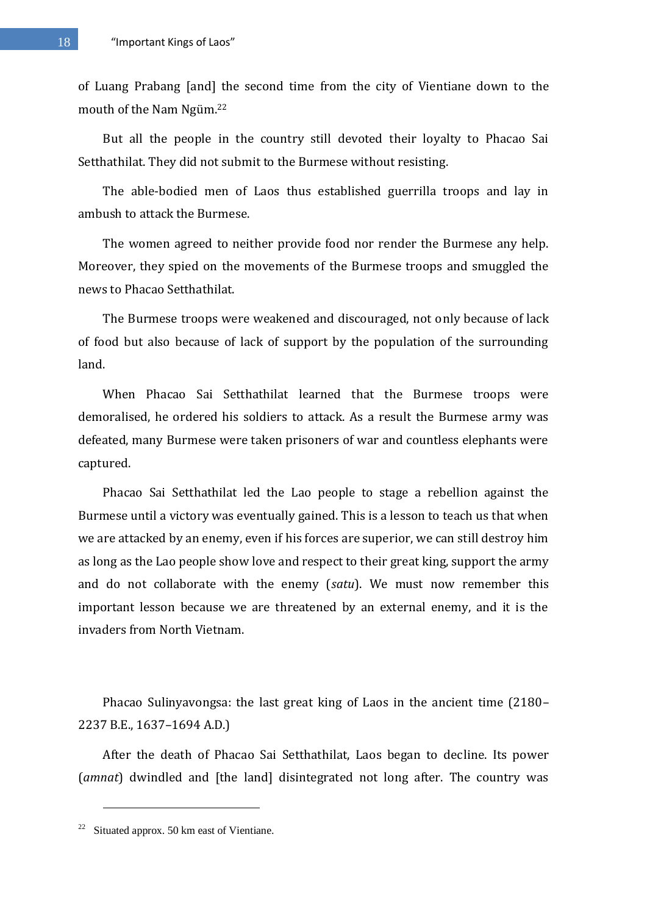of Luang Prabang [and] the second time from the city of Vientiane down to the mouth of the Nam Ngüm.[22]

But all the people in the country still devoted their loyalty to Phacao Sai Setthathilat. They did not submit to the Burmese without resisting.

The able-bodied men of Laos thus established guerrilla troops and lay in ambush to attack the Burmese.

The women agreed to neither provide food nor render the Burmese any help. Moreover, they spied on the movements of the Burmese troops and smuggled the news to Phacao Setthathilat.

The Burmese troops were weakened and discouraged, not only because of lack of food but also because of lack of support by the population of the surrounding land.

When Phacao Sai Setthathilat learned that the Burmese troops were demoralised, he ordered his soldiers to attack. As a result the Burmese army was defeated, many Burmese were taken prisoners of war and countless elephants were captured.

Phacao Sai Setthathilat led the Lao people to stage a rebellion against the Burmese until a victory was eventually gained. This is a lesson to teach us that when we are attacked by an enemy, even if his forces are superior, we can still destroy him as long as the Lao people show love and respect to their great king, support the army and do not collaborate with the enemy (*satu*). We must now remember this important lesson because we are threatened by an external enemy, and it is the invaders from North Vietnam.

Phacao Sulinyavongsa: the last great king of Laos in the ancient time (2180–2237 B.E., 1637–1694 A.D.)

After the death of Phacao Sai Setthathilat, Laos began to decline. Its power (*amnat*) dwindled and [the land] disintegrated not long after. The country was

---

[22] Situated approx. 50 km east of Vientiane.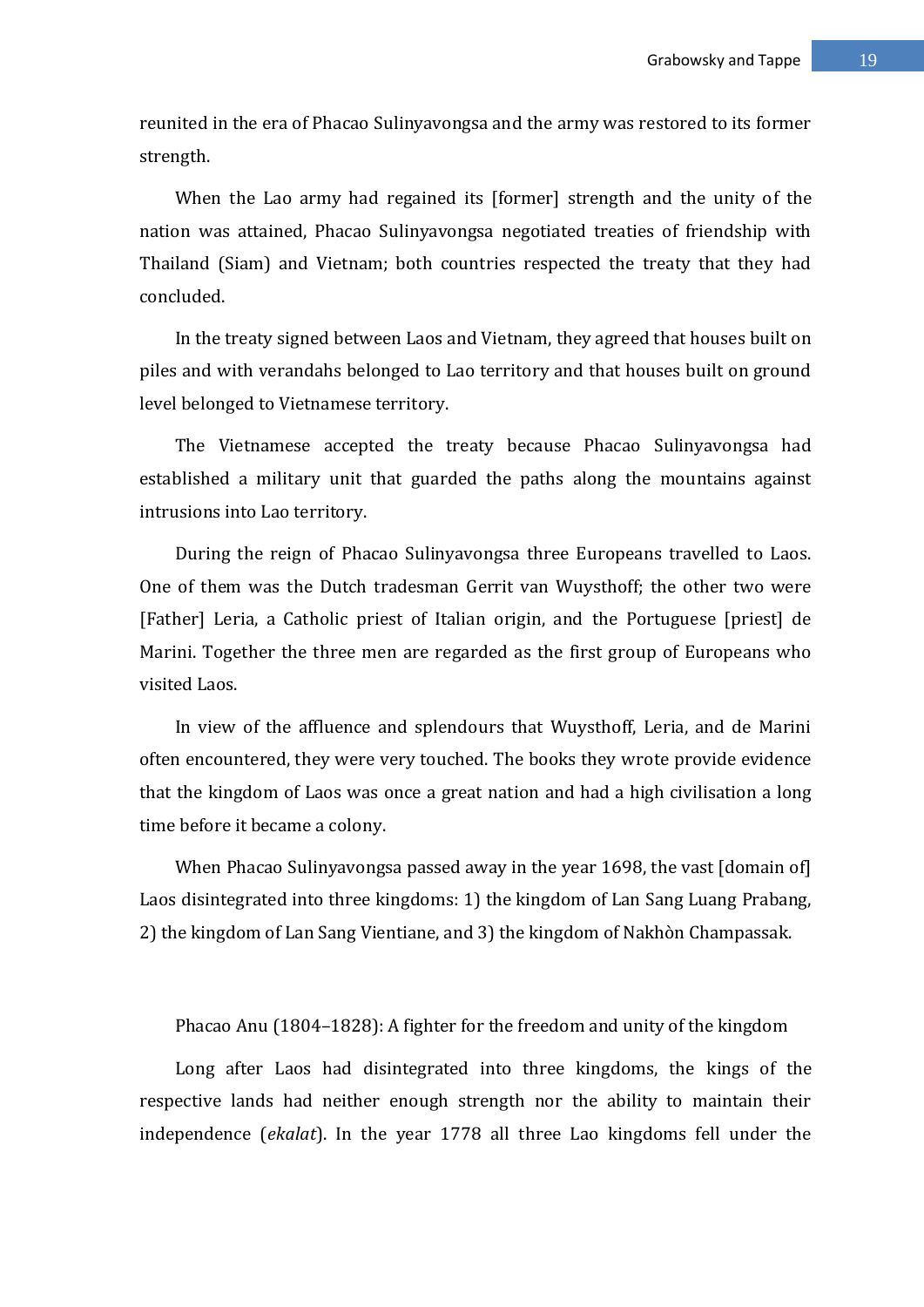reunited in the era of Phacao Sulinyavongsa and the army was restored to its former strength.

When the Lao army had regained its [former] strength and the unity of the nation was attained, Phacao Sulinyavongsa negotiated treaties of friendship with Thailand (Siam) and Vietnam; both countries respected the treaty that they had concluded.

In the treaty signed between Laos and Vietnam, they agreed that houses built on piles and with verandahs belonged to Lao territory and that houses built on ground level belonged to Vietnamese territory.

The Vietnamese accepted the treaty because Phacao Sulinyavongsa had established a military unit that guarded the paths along the mountains against intrusions into Lao territory.

During the reign of Phacao Sulinyavongsa three Europeans travelled to Laos. One of them was the Dutch tradesman Gerrit van Wuysthoff; the other two were [Father] Leria, a Catholic priest of Italian origin, and the Portuguese [priest] de Marini. Together the three men are regarded as the first group of Europeans who visited Laos.

In view of the affluence and splendours that Wuysthoff, Leria, and de Marini often encountered, they were very touched. The books they wrote provide evidence that the kingdom of Laos was once a great nation and had a high civilisation a long time before it became a colony.

When Phacao Sulinyavongsa passed away in the year 1698, the vast [domain of] Laos disintegrated into three kingdoms: 1) the kingdom of Lan Sang Luang Prabang, 2) the kingdom of Lan Sang Vientiane, and 3) the kingdom of Nakhòn Champassak.

### Phacao Anu (1804–1828): A fighter for the freedom and unity of the kingdom

Long after Laos had disintegrated into three kingdoms, the kings of the respective lands had neither enough strength nor the ability to maintain their independence (*ekalat*). In the year 1778 all three Lao kingdoms fell under the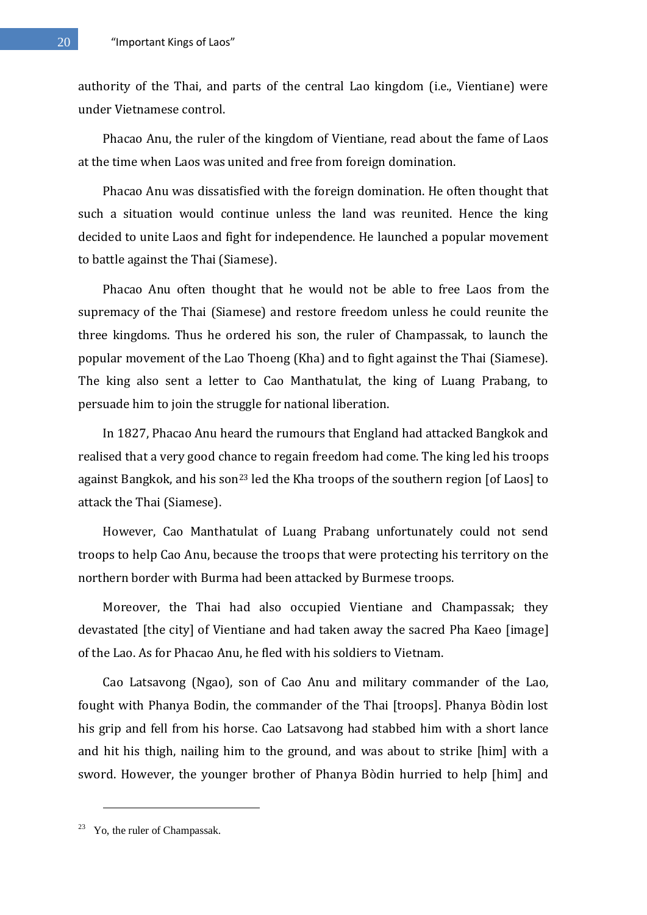authority of the Thai, and parts of the central Lao kingdom (i.e., Vientiane) were under Vietnamese control.

Phacao Anu, the ruler of the kingdom of Vientiane, read about the fame of Laos at the time when Laos was united and free from foreign domination.

Phacao Anu was dissatisfied with the foreign domination. He often thought that such a situation would continue unless the land was reunited. Hence the king decided to unite Laos and fight for independence. He launched a popular movement to battle against the Thai (Siamese).

Phacao Anu often thought that he would not be able to free Laos from the supremacy of the Thai (Siamese) and restore freedom unless he could reunite the three kingdoms. Thus he ordered his son, the ruler of Champassak, to launch the popular movement of the Lao Thoeng (Kha) and to fight against the Thai (Siamese). The king also sent a letter to Cao Manthatulat, the king of Luang Prabang, to persuade him to join the struggle for national liberation.

In 1827, Phacao Anu heard the rumours that England had attacked Bangkok and realised that a very good chance to regain freedom had come. The king led his troops against Bangkok, and his son[23] led the Kha troops of the southern region [of Laos] to attack the Thai (Siamese).

However, Cao Manthatulat of Luang Prabang unfortunately could not send troops to help Cao Anu, because the troops that were protecting his territory on the northern border with Burma had been attacked by Burmese troops.

Moreover, the Thai had also occupied Vientiane and Champassak; they devastated [the city] of Vientiane and had taken away the sacred Pha Kaeo [image] of the Lao. As for Phacao Anu, he fled with his soldiers to Vietnam.

Cao Latsavong (Ngao), son of Cao Anu and military commander of the Lao, fought with Phanya Bodin, the commander of the Thai [troops]. Phanya Bòdin lost his grip and fell from his horse. Cao Latsavong had stabbed him with a short lance and hit his thigh, nailing him to the ground, and was about to strike [him] with a sword. However, the younger brother of Phanya Bòdin hurried to help [him] and

---

[23] Yo, the ruler of Champassak.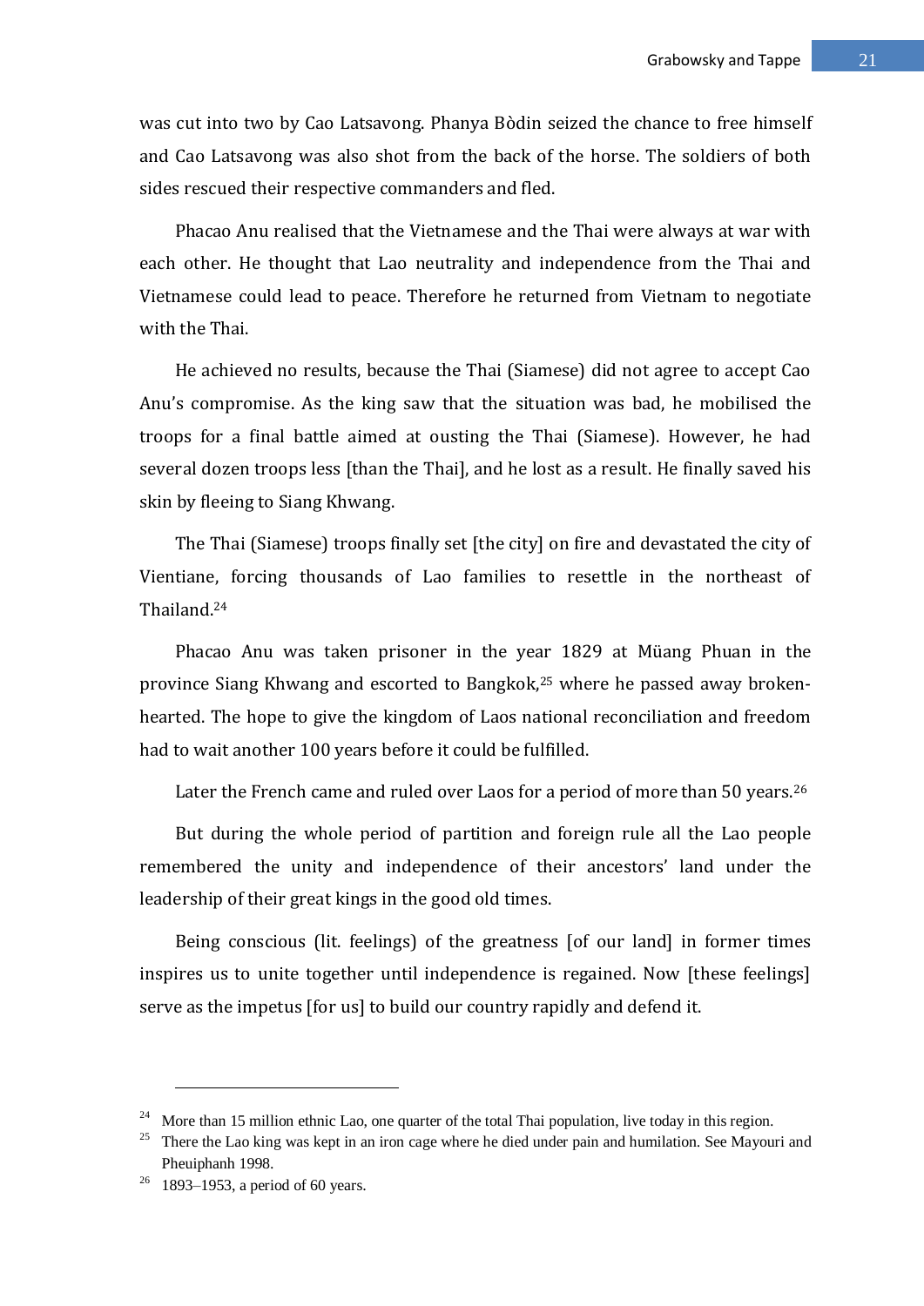was cut into two by Cao Latsavong. Phanya Bòdin seized the chance to free himself and Cao Latsavong was also shot from the back of the horse. The soldiers of both sides rescued their respective commanders and fled.

Phacao Anu realised that the Vietnamese and the Thai were always at war with each other. He thought that Lao neutrality and independence from the Thai and Vietnamese could lead to peace. Therefore he returned from Vietnam to negotiate with the Thai.

He achieved no results, because the Thai (Siamese) did not agree to accept Cao Anu's compromise. As the king saw that the situation was bad, he mobilised the troops for a final battle aimed at ousting the Thai (Siamese). However, he had several dozen troops less [than the Thai], and he lost as a result. He finally saved his skin by fleeing to Siang Khwang.

The Thai (Siamese) troops finally set [the city] on fire and devastated the city of Vientiane, forcing thousands of Lao families to resettle in the northeast of Thailand.[24]

Phacao Anu was taken prisoner in the year 1829 at Müang Phuan in the province Siang Khwang and escorted to Bangkok,[25] where he passed away broken-hearted. The hope to give the kingdom of Laos national reconciliation and freedom had to wait another 100 years before it could be fulfilled.

Later the French came and ruled over Laos for a period of more than 50 years.[26]

But during the whole period of partition and foreign rule all the Lao people remembered the unity and independence of their ancestors' land under the leadership of their great kings in the good old times.

Being conscious (lit. feelings) of the greatness [of our land] in former times inspires us to unite together until independence is regained. Now [these feelings] serve as the impetus [for us] to build our country rapidly and defend it.

---

[24] More than 15 million ethnic Lao, one quarter of the total Thai population, live today in this region.

[25] There the Lao king was kept in an iron cage where he died under pain and humilation. See Mayouri and Pheuiphanh 1998.

[26] 1893–1953, a period of 60 years.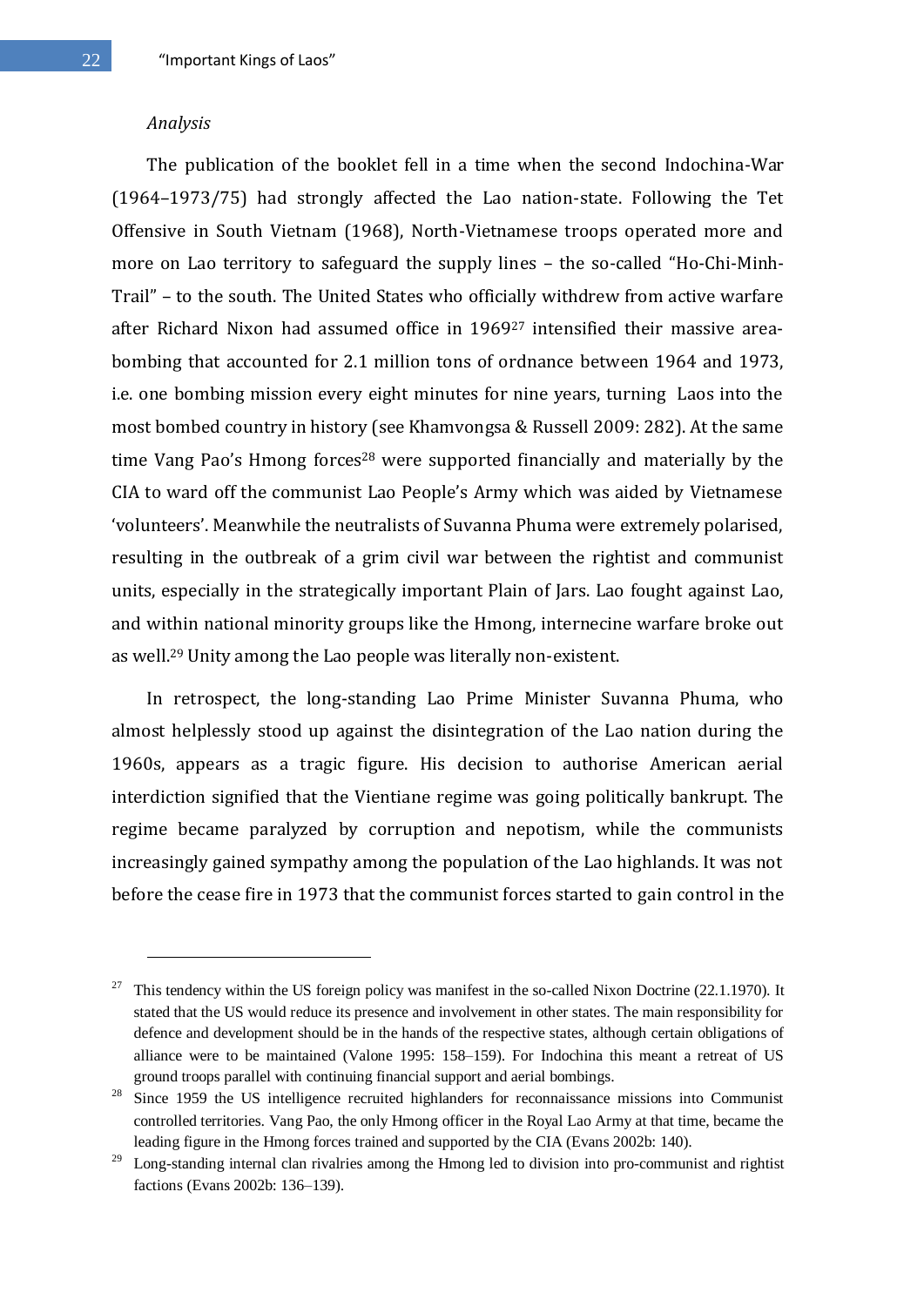*Analysis*

The publication of the booklet fell in a time when the second Indochina-War (1964–1973/75) had strongly affected the Lao nation-state. Following the Tet Offensive in South Vietnam (1968), North-Vietnamese troops operated more and more on Lao territory to safeguard the supply lines – the so-called "Ho-Chi-Minh-Trail" – to the south. The United States who officially withdrew from active warfare after Richard Nixon had assumed office in 1969[27] intensified their massive area-bombing that accounted for 2.1 million tons of ordnance between 1964 and 1973, i.e. one bombing mission every eight minutes for nine years, turning Laos into the most bombed country in history (see Khamvongsa & Russell 2009: 282). At the same time Vang Pao's Hmong forces[28] were supported financially and materially by the CIA to ward off the communist Lao People's Army which was aided by Vietnamese 'volunteers'. Meanwhile the neutralists of Suvanna Phuma were extremely polarised, resulting in the outbreak of a grim civil war between the rightist and communist units, especially in the strategically important Plain of Jars. Lao fought against Lao, and within national minority groups like the Hmong, internecine warfare broke out as well.[29] Unity among the Lao people was literally non-existent.

In retrospect, the long-standing Lao Prime Minister Suvanna Phuma, who almost helplessly stood up against the disintegration of the Lao nation during the 1960s, appears as a tragic figure. His decision to authorise American aerial interdiction signified that the Vientiane regime was going politically bankrupt. The regime became paralyzed by corruption and nepotism, while the communists increasingly gained sympathy among the population of the Lao highlands. It was not before the cease fire in 1973 that the communist forces started to gain control in the

---

[27] This tendency within the US foreign policy was manifest in the so-called Nixon Doctrine (22.1.1970). It stated that the US would reduce its presence and involvement in other states. The main responsibility for defence and development should be in the hands of the respective states, although certain obligations of alliance were to be maintained (Valone 1995: 158–159). For Indochina this meant a retreat of US ground troops parallel with continuing financial support and aerial bombings.

[28] Since 1959 the US intelligence recruited highlanders for reconnaissance missions into Communist controlled territories. Vang Pao, the only Hmong officer in the Royal Lao Army at that time, became the leading figure in the Hmong forces trained and supported by the CIA (Evans 2002b: 140).

[29] Long-standing internal clan rivalries among the Hmong led to division into pro-communist and rightist factions (Evans 2002b: 136–139).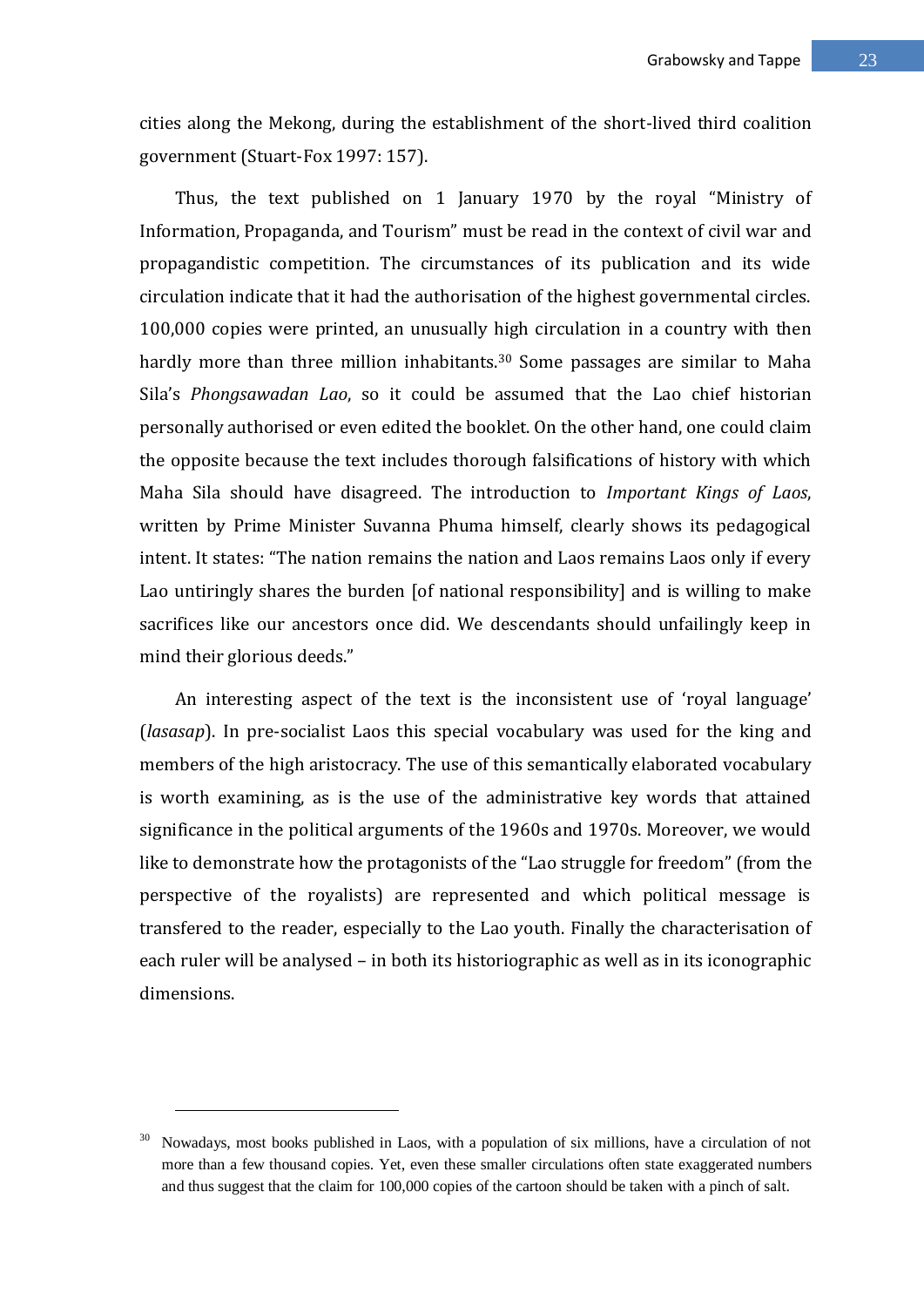cities along the Mekong, during the establishment of the short-lived third coalition government (Stuart-Fox 1997: 157).

Thus, the text published on 1 January 1970 by the royal "Ministry of Information, Propaganda, and Tourism" must be read in the context of civil war and propagandistic competition. The circumstances of its publication and its wide circulation indicate that it had the authorisation of the highest governmental circles. 100,000 copies were printed, an unusually high circulation in a country with then hardly more than three million inhabitants.[30] Some passages are similar to Maha Sila's *Phongsawadan Lao*, so it could be assumed that the Lao chief historian personally authorised or even edited the booklet. On the other hand, one could claim the opposite because the text includes thorough falsifications of history with which Maha Sila should have disagreed. The introduction to *Important Kings of Laos*, written by Prime Minister Suvanna Phuma himself, clearly shows its pedagogical intent. It states: "The nation remains the nation and Laos remains Laos only if every Lao untiringly shares the burden [of national responsibility] and is willing to make sacrifices like our ancestors once did. We descendants should unfailingly keep in mind their glorious deeds."

An interesting aspect of the text is the inconsistent use of 'royal language' (*lasasap*). In pre-socialist Laos this special vocabulary was used for the king and members of the high aristocracy. The use of this semantically elaborated vocabulary is worth examining, as is the use of the administrative key words that attained significance in the political arguments of the 1960s and 1970s. Moreover, we would like to demonstrate how the protagonists of the "Lao struggle for freedom" (from the perspective of the royalists) are represented and which political message is transfered to the reader, especially to the Lao youth. Finally the characterisation of each ruler will be analysed – in both its historiographic as well as in its iconographic dimensions.

[30] Nowadays, most books published in Laos, with a population of six millions, have a circulation of not more than a few thousand copies. Yet, even these smaller circulations often state exaggerated numbers and thus suggest that the claim for 100,000 copies of the cartoon should be taken with a pinch of salt.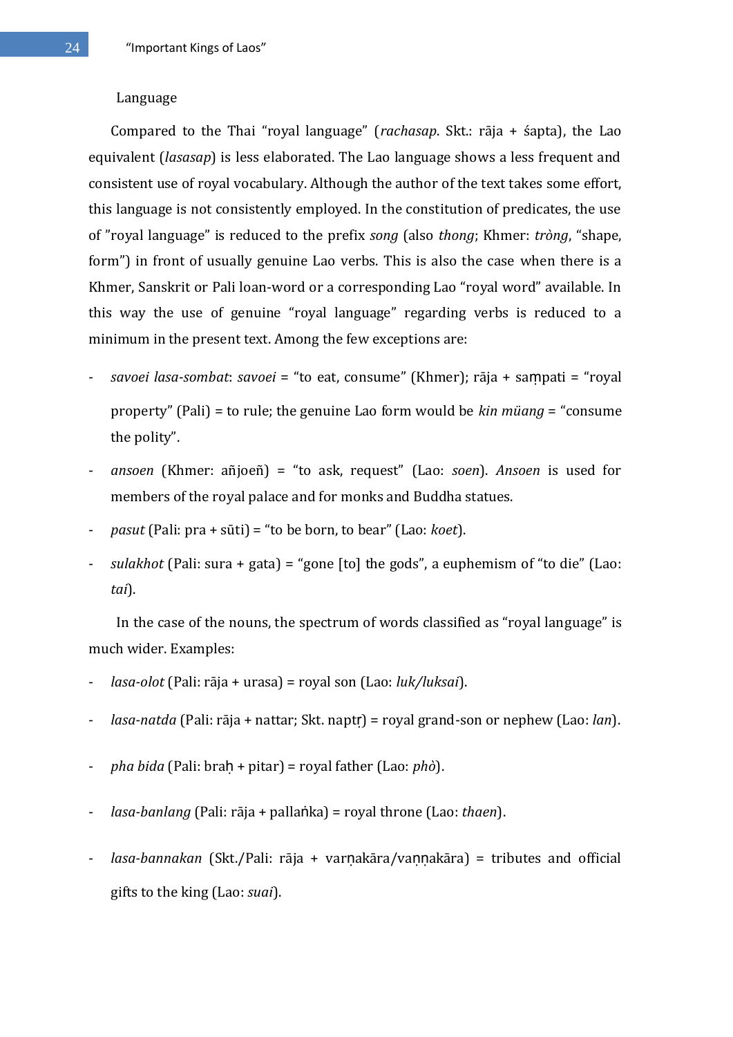## Language

Compared to the Thai "royal language" (*rachasap*. Skt.: rāja + śapta), the Lao equivalent (*lasasap*) is less elaborated. The Lao language shows a less frequent and consistent use of royal vocabulary. Although the author of the text takes some effort, this language is not consistently employed. In the constitution of predicates, the use of "royal language" is reduced to the prefix *song* (also *thong*; Khmer: *tròng*, "shape, form") in front of usually genuine Lao verbs. This is also the case when there is a Khmer, Sanskrit or Pali loan-word or a corresponding Lao "royal word" available. In this way the use of genuine "royal language" regarding verbs is reduced to a minimum in the present text. Among the few exceptions are:

- *savoei lasa-sombat*: *savoei* = "to eat, consume" (Khmer); rāja + saṃpati = "royal property" (Pali) = to rule; the genuine Lao form would be *kin müang* = "consume the polity".
- *ansoen* (Khmer: añjoeñ) = "to ask, request" (Lao: *soen*). *Ansoen* is used for members of the royal palace and for monks and Buddha statues.
- *pasut* (Pali: pra + sūti) = "to be born, to bear" (Lao: *koet*).
- *sulakhot* (Pali: sura + gata) = "gone [to] the gods", a euphemism of "to die" (Lao: *tai*).

In the case of the nouns, the spectrum of words classified as "royal language" is much wider. Examples:

- *lasa-olot* (Pali: rāja + urasa) = royal son (Lao: *luk/luksai*).
- *lasa-natda* (Pali: rāja + nattar; Skt. naptṛ) = royal grand-son or nephew (Lao: *lan*).
- *pha bida* (Pali: braḥ + pitar) = royal father (Lao: *phò*).
- *lasa-banlang* (Pali: rāja + pallaṅka) = royal throne (Lao: *thaen*).
- *lasa-bannakan* (Skt./Pali: rāja + varṇakāra/vaṇṇakāra) = tributes and official gifts to the king (Lao: *suai*).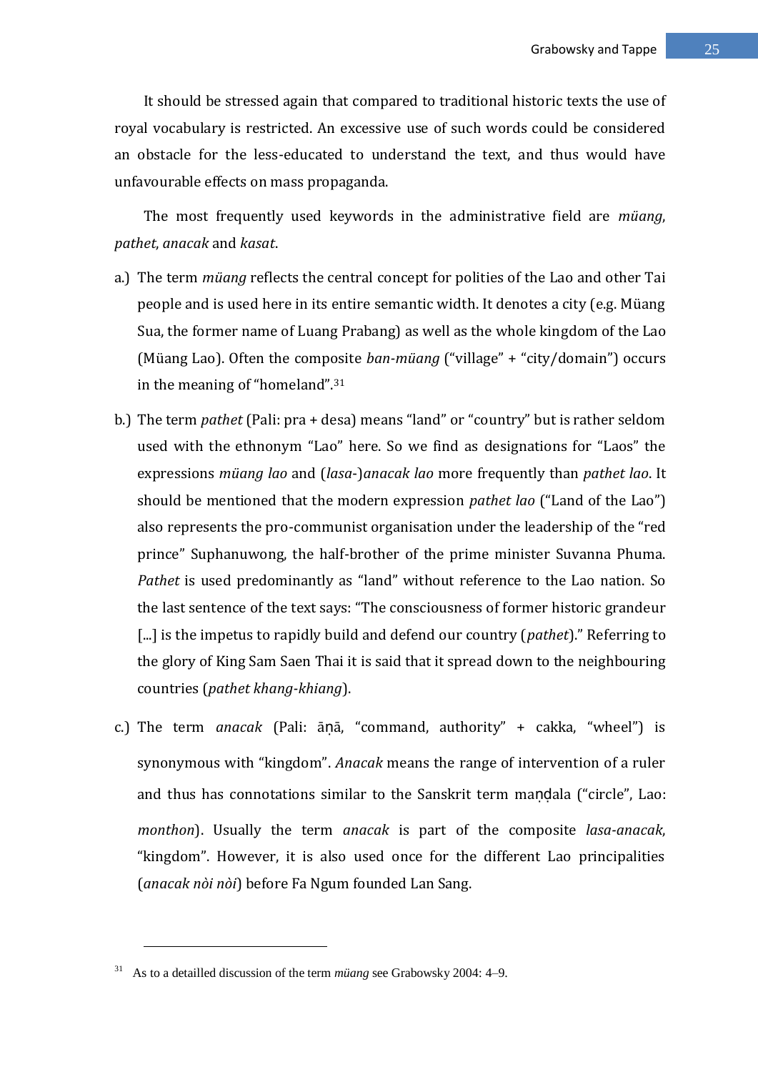It should be stressed again that compared to traditional historic texts the use of royal vocabulary is restricted. An excessive use of such words could be considered an obstacle for the less-educated to understand the text, and thus would have unfavourable effects on mass propaganda.

The most frequently used keywords in the administrative field are *müang*, *pathet*, *anacak* and *kasat*.

a.) The term *müang* reflects the central concept for polities of the Lao and other Tai people and is used here in its entire semantic width. It denotes a city (e.g. Müang Sua, the former name of Luang Prabang) as well as the whole kingdom of the Lao (Müang Lao). Often the composite *ban-müang* ("village" + "city/domain") occurs in the meaning of "homeland".[31]

b.) The term *pathet* (Pali: pra + desa) means "land" or "country" but is rather seldom used with the ethnonym "Lao" here. So we find as designations for "Laos" the expressions *müang lao* and (*lasa-*)*anacak lao* more frequently than *pathet lao*. It should be mentioned that the modern expression *pathet lao* ("Land of the Lao") also represents the pro-communist organisation under the leadership of the "red prince" Suphanuwong, the half-brother of the prime minister Suvanna Phuma. *Pathet* is used predominantly as "land" without reference to the Lao nation. So the last sentence of the text says: "The consciousness of former historic grandeur [...] is the impetus to rapidly build and defend our country (*pathet*)." Referring to the glory of King Sam Saen Thai it is said that it spread down to the neighbouring countries (*pathet khang-khiang*).

c.) The term *anacak* (Pali: āṇā, "command, authority" + cakka, "wheel") is synonymous with "kingdom". *Anacak* means the range of intervention of a ruler and thus has connotations similar to the Sanskrit term maṇḍala ("circle", Lao: *monthon*). Usually the term *anacak* is part of the composite *lasa-anacak*, "kingdom". However, it is also used once for the different Lao principalities (*anacak nòi nòi*) before Fa Ngum founded Lan Sang.

---

[31] As to a detailled discussion of the term *müang* see Grabowsky 2004: 4–9.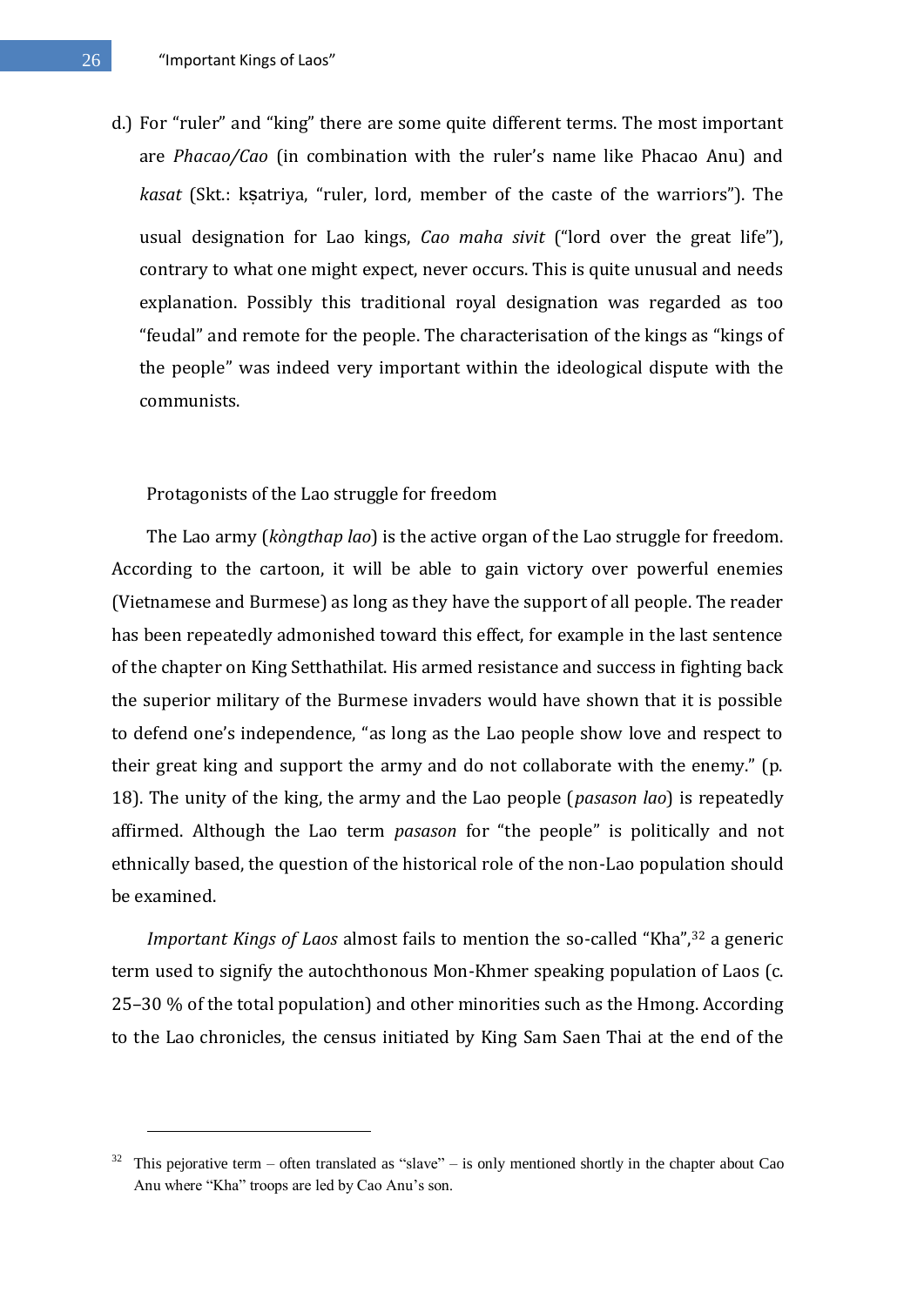d.) For “ruler” and “king” there are some quite different terms. The most important are *Phacao/Cao* (in combination with the ruler’s name like Phacao Anu) and *kasat* (Skt.: kṣatriya, “ruler, lord, member of the caste of the warriors”). The usual designation for Lao kings, *Cao maha sivit* (“lord over the great life”), contrary to what one might expect, never occurs. This is quite unusual and needs explanation. Possibly this traditional royal designation was regarded as too “feudal” and remote for the people. The characterisation of the kings as “kings of the people” was indeed very important within the ideological dispute with the communists.

## Protagonists of the Lao struggle for freedom

The Lao army (*kòngthap lao*) is the active organ of the Lao struggle for freedom. According to the cartoon, it will be able to gain victory over powerful enemies (Vietnamese and Burmese) as long as they have the support of all people. The reader has been repeatedly admonished toward this effect, for example in the last sentence of the chapter on King Setthathilat. His armed resistance and success in fighting back the superior military of the Burmese invaders would have shown that it is possible to defend one’s independence, “as long as the Lao people show love and respect to their great king and support the army and do not collaborate with the enemy.” (p. 18). The unity of the king, the army and the Lao people (*pasason lao*) is repeatedly affirmed. Although the Lao term *pasason* for “the people” is politically and not ethnically based, the question of the historical role of the non-Lao population should be examined.

*Important Kings of Laos* almost fails to mention the so-called “Kha”,[32] a generic term used to signify the autochthonous Mon-Khmer speaking population of Laos (c. 25–30 % of the total population) and other minorities such as the Hmong. According to the Lao chronicles, the census initiated by King Sam Saen Thai at the end of the

[32] This pejorative term – often translated as “slave” – is only mentioned shortly in the chapter about Cao Anu where “Kha” troops are led by Cao Anu’s son.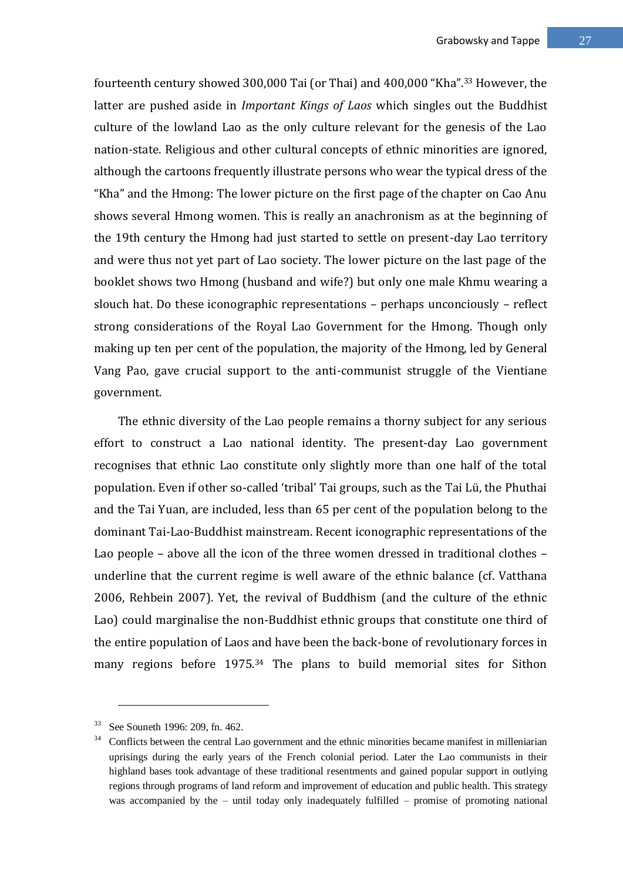fourteenth century showed 300,000 Tai (or Thai) and 400,000 "Kha".[33] However, the latter are pushed aside in *Important Kings of Laos* which singles out the Buddhist culture of the lowland Lao as the only culture relevant for the genesis of the Lao nation-state. Religious and other cultural concepts of ethnic minorities are ignored, although the cartoons frequently illustrate persons who wear the typical dress of the "Kha" and the Hmong: The lower picture on the first page of the chapter on Cao Anu shows several Hmong women. This is really an anachronism as at the beginning of the 19th century the Hmong had just started to settle on present-day Lao territory and were thus not yet part of Lao society. The lower picture on the last page of the booklet shows two Hmong (husband and wife?) but only one male Khmu wearing a slouch hat. Do these iconographic representations – perhaps unconciously – reflect strong considerations of the Royal Lao Government for the Hmong. Though only making up ten per cent of the population, the majority of the Hmong, led by General Vang Pao, gave crucial support to the anti-communist struggle of the Vientiane government.

The ethnic diversity of the Lao people remains a thorny subject for any serious effort to construct a Lao national identity. The present-day Lao government recognises that ethnic Lao constitute only slightly more than one half of the total population. Even if other so-called 'tribal' Tai groups, such as the Tai Lü, the Phuthai and the Tai Yuan, are included, less than 65 per cent of the population belong to the dominant Tai-Lao-Buddhist mainstream. Recent iconographic representations of the Lao people – above all the icon of the three women dressed in traditional clothes – underline that the current regime is well aware of the ethnic balance (cf. Vatthana 2006, Rehbein 2007). Yet, the revival of Buddhism (and the culture of the ethnic Lao) could marginalise the non-Buddhist ethnic groups that constitute one third of the entire population of Laos and have been the back-bone of revolutionary forces in many regions before 1975.[34] The plans to build memorial sites for Sithon

---

[33] See Souneth 1996: 209, fn. 462.

[34] Conflicts between the central Lao government and the ethnic minorities became manifest in milleniarian uprisings during the early years of the French colonial period. Later the Lao communists in their highland bases took advantage of these traditional resentments and gained popular support in outlying regions through programs of land reform and improvement of education and public health. This strategy was accompanied by the – until today only inadequately fulfilled – promise of promoting national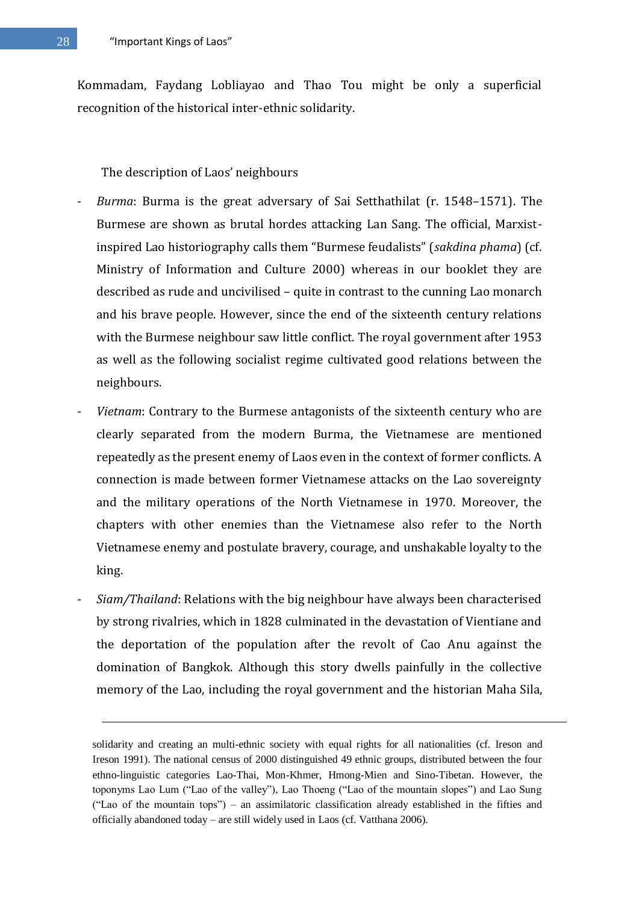Kommadam, Faydang Lobliayao and Thao Tou might be only a superficial recognition of the historical inter-ethnic solidarity.

The description of Laos' neighbours

- *Burma*: Burma is the great adversary of Sai Setthathilat (r. 1548–1571). The Burmese are shown as brutal hordes attacking Lan Sang. The official, Marxist-inspired Lao historiography calls them "Burmese feudalists" (*sakdina phama*) (cf. Ministry of Information and Culture 2000) whereas in our booklet they are described as rude and uncivilised – quite in contrast to the cunning Lao monarch and his brave people. However, since the end of the sixteenth century relations with the Burmese neighbour saw little conflict. The royal government after 1953 as well as the following socialist regime cultivated good relations between the neighbours.
- *Vietnam*: Contrary to the Burmese antagonists of the sixteenth century who are clearly separated from the modern Burma, the Vietnamese are mentioned repeatedly as the present enemy of Laos even in the context of former conflicts. A connection is made between former Vietnamese attacks on the Lao sovereignty and the military operations of the North Vietnamese in 1970. Moreover, the chapters with other enemies than the Vietnamese also refer to the North Vietnamese enemy and postulate bravery, courage, and unshakable loyalty to the king.
- *Siam/Thailand*: Relations with the big neighbour have always been characterised by strong rivalries, which in 1828 culminated in the devastation of Vientiane and the deportation of the population after the revolt of Cao Anu against the domination of Bangkok. Although this story dwells painfully in the collective memory of the Lao, including the royal government and the historian Maha Sila,

---

solidarity and creating an multi-ethnic society with equal rights for all nationalities (cf. Ireson and Ireson 1991). The national census of 2000 distinguished 49 ethnic groups, distributed between the four ethno-linguistic categories Lao-Thai, Mon-Khmer, Hmong-Mien and Sino-Tibetan. However, the toponyms Lao Lum ("Lao of the valley"), Lao Thoeng ("Lao of the mountain slopes") and Lao Sung ("Lao of the mountain tops") – an assimilatoric classification already established in the fifties and officially abandoned today – are still widely used in Laos (cf. Vatthana 2006).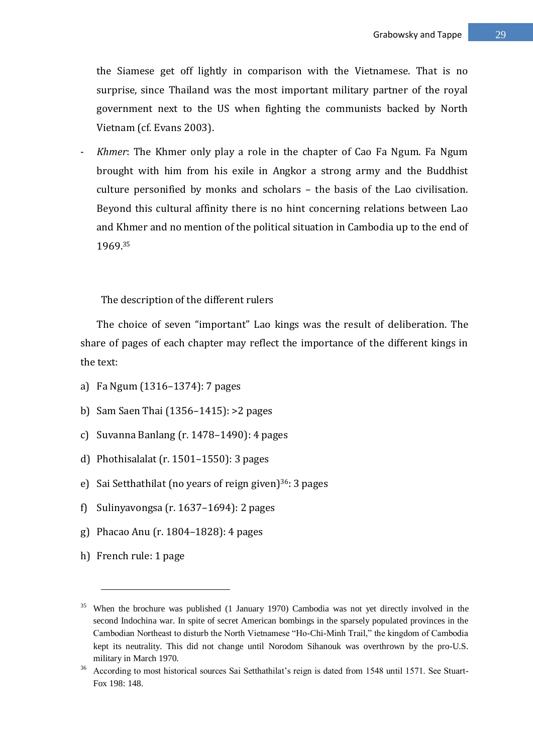the Siamese get off lightly in comparison with the Vietnamese. That is no surprise, since Thailand was the most important military partner of the royal government next to the US when fighting the communists backed by North Vietnam (cf. Evans 2003).

- *Khmer*: The Khmer only play a role in the chapter of Cao Fa Ngum. Fa Ngum brought with him from his exile in Angkor a strong army and the Buddhist culture personified by monks and scholars – the basis of the Lao civilisation. Beyond this cultural affinity there is no hint concerning relations between Lao and Khmer and no mention of the political situation in Cambodia up to the end of 1969.[35]

The description of the different rulers

The choice of seven "important" Lao kings was the result of deliberation. The share of pages of each chapter may reflect the importance of the different kings in the text:

a) Fa Ngum (1316–1374): 7 pages
b) Sam Saen Thai (1356–1415): >2 pages
c) Suvanna Banlang (r. 1478–1490): 4 pages
d) Phothisalalat (r. 1501–1550): 3 pages
e) Sai Setthathilat (no years of reign given)[36]: 3 pages
f) Sulinyavongsa (r. 1637–1694): 2 pages
g) Phacao Anu (r. 1804–1828): 4 pages
h) French rule: 1 page

---

[35] When the brochure was published (1 January 1970) Cambodia was not yet directly involved in the second Indochina war. In spite of secret American bombings in the sparsely populated provinces in the Cambodian Northeast to disturb the North Vietnamese "Ho-Chi-Minh Trail," the kingdom of Cambodia kept its neutrality. This did not change until Norodom Sihanouk was overthrown by the pro-U.S. military in March 1970.

[36] According to most historical sources Sai Setthathilat's reign is dated from 1548 until 1571. See Stuart-Fox 198: 148.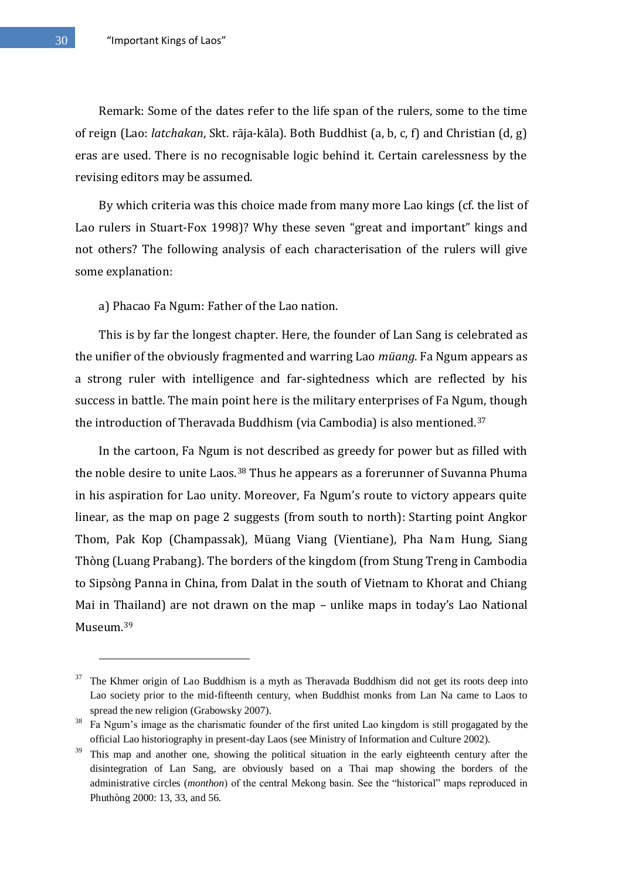Remark: Some of the dates refer to the life span of the rulers, some to the time of reign (Lao: *latchakan*, Skt. rāja-kāla). Both Buddhist (a, b, c, f) and Christian (d, g) eras are used. There is no recognisable logic behind it. Certain carelessness by the revising editors may be assumed.

By which criteria was this choice made from many more Lao kings (cf. the list of Lao rulers in Stuart-Fox 1998)? Why these seven "great and important" kings and not others? The following analysis of each characterisation of the rulers will give some explanation:

a) Phacao Fa Ngum: Father of the Lao nation.

This is by far the longest chapter. Here, the founder of Lan Sang is celebrated as the unifier of the obviously fragmented and warring Lao *müang*. Fa Ngum appears as a strong ruler with intelligence and far-sightedness which are reflected by his success in battle. The main point here is the military enterprises of Fa Ngum, though the introduction of Theravada Buddhism (via Cambodia) is also mentioned.[37]

In the cartoon, Fa Ngum is not described as greedy for power but as filled with the noble desire to unite Laos.[38] Thus he appears as a forerunner of Suvanna Phuma in his aspiration for Lao unity. Moreover, Fa Ngum's route to victory appears quite linear, as the map on page 2 suggests (from south to north): Starting point Angkor Thom, Pak Kop (Champassak), Müang Viang (Vientiane), Pha Nam Hung, Siang Thòng (Luang Prabang). The borders of the kingdom (from Stung Treng in Cambodia to Sipsòng Panna in China, from Dalat in the south of Vietnam to Khorat and Chiang Mai in Thailand) are not drawn on the map – unlike maps in today's Lao National Museum.[39]

---

[37] The Khmer origin of Lao Buddhism is a myth as Theravada Buddhism did not get its roots deep into Lao society prior to the mid-fifteenth century, when Buddhist monks from Lan Na came to Laos to spread the new religion (Grabowsky 2007).

[38] Fa Ngum's image as the charismatic founder of the first united Lao kingdom is still progagated by the official Lao historiography in present-day Laos (see Ministry of Information and Culture 2002).

[39] This map and another one, showing the political situation in the early eighteenth century after the disintegration of Lan Sang, are obviously based on a Thai map showing the borders of the administrative circles (*monthon*) of the central Mekong basin. See the "historical" maps reproduced in Phuthòng 2000: 13, 33, and 56.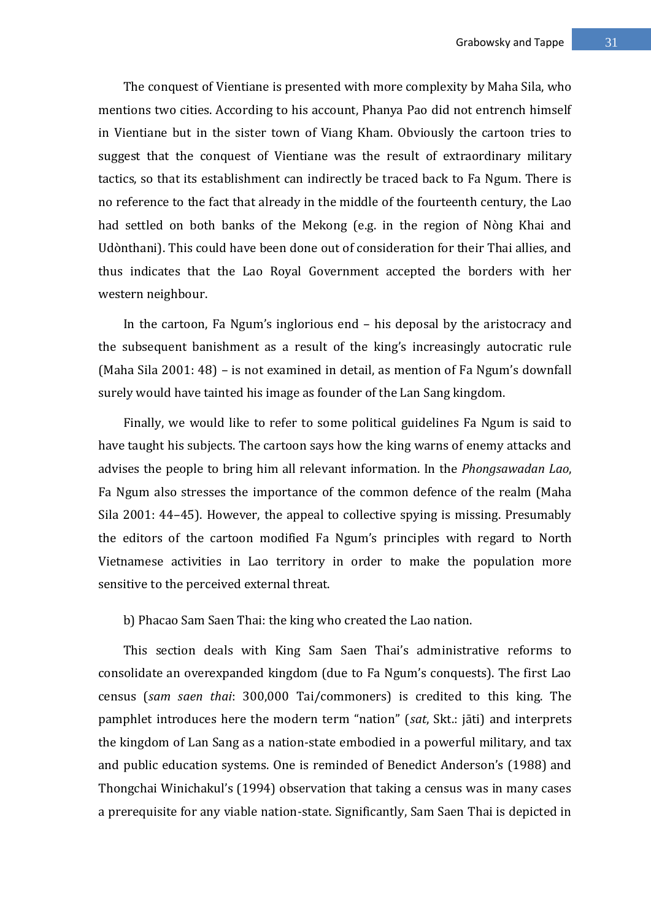The conquest of Vientiane is presented with more complexity by Maha Sila, who mentions two cities. According to his account, Phanya Pao did not entrench himself in Vientiane but in the sister town of Viang Kham. Obviously the cartoon tries to suggest that the conquest of Vientiane was the result of extraordinary military tactics, so that its establishment can indirectly be traced back to Fa Ngum. There is no reference to the fact that already in the middle of the fourteenth century, the Lao had settled on both banks of the Mekong (e.g. in the region of Nòng Khai and Udònthani). This could have been done out of consideration for their Thai allies, and thus indicates that the Lao Royal Government accepted the borders with her western neighbour.

In the cartoon, Fa Ngum's inglorious end – his deposal by the aristocracy and the subsequent banishment as a result of the king's increasingly autocratic rule (Maha Sila 2001: 48) – is not examined in detail, as mention of Fa Ngum's downfall surely would have tainted his image as founder of the Lan Sang kingdom.

Finally, we would like to refer to some political guidelines Fa Ngum is said to have taught his subjects. The cartoon says how the king warns of enemy attacks and advises the people to bring him all relevant information. In the *Phongsawadan Lao*, Fa Ngum also stresses the importance of the common defence of the realm (Maha Sila 2001: 44–45). However, the appeal to collective spying is missing. Presumably the editors of the cartoon modified Fa Ngum's principles with regard to North Vietnamese activities in Lao territory in order to make the population more sensitive to the perceived external threat.

b) Phacao Sam Saen Thai: the king who created the Lao nation.

This section deals with King Sam Saen Thai's administrative reforms to consolidate an overexpanded kingdom (due to Fa Ngum's conquests). The first Lao census (*sam saen thai*: 300,000 Tai/commoners) is credited to this king. The pamphlet introduces here the modern term "nation" (*sat*, Skt.: jāti) and interprets the kingdom of Lan Sang as a nation-state embodied in a powerful military, and tax and public education systems. One is reminded of Benedict Anderson's (1988) and Thongchai Winichakul's (1994) observation that taking a census was in many cases a prerequisite for any viable nation-state. Significantly, Sam Saen Thai is depicted in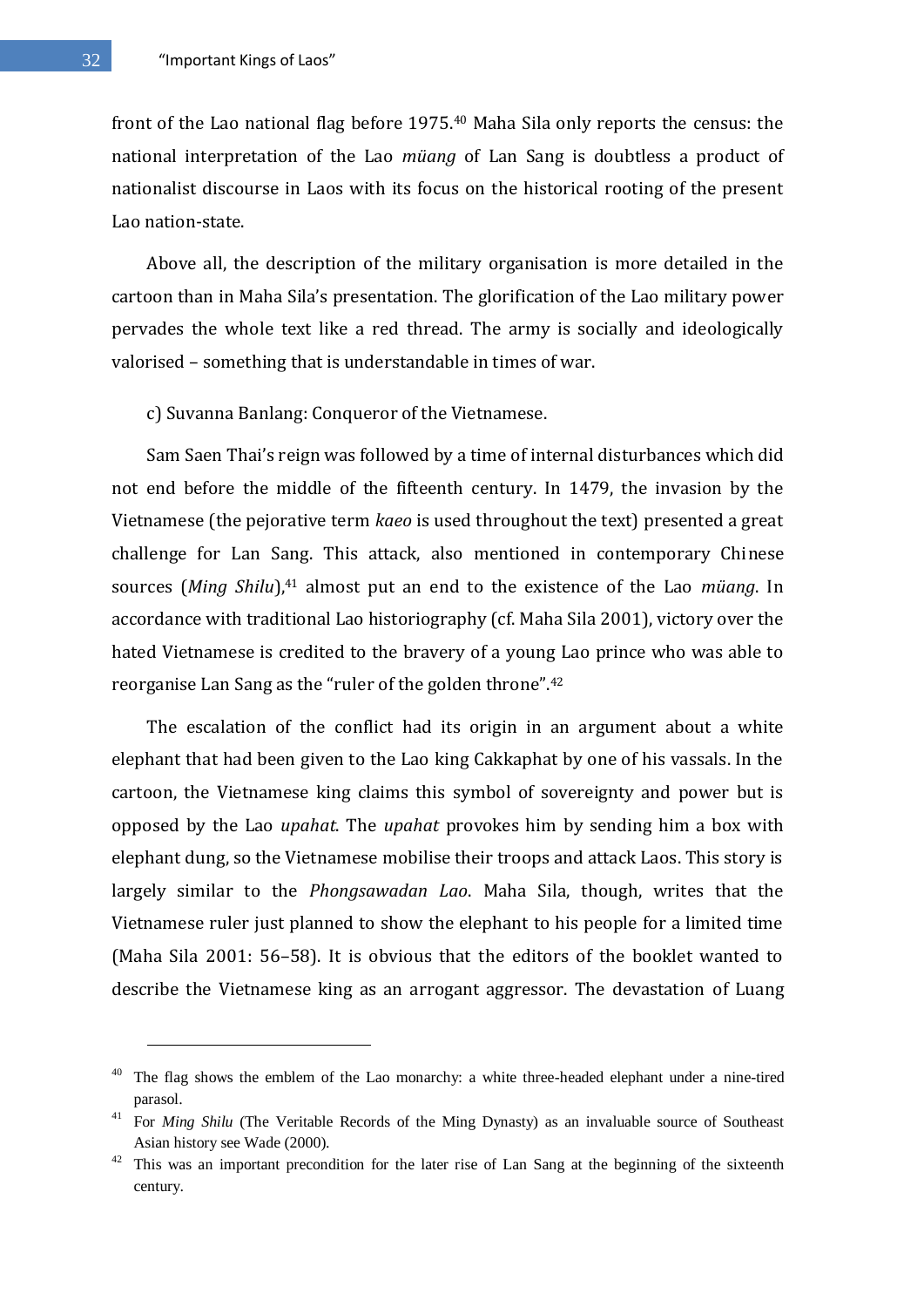front of the Lao national flag before 1975.[40] Maha Sila only reports the census: the national interpretation of the Lao *müang* of Lan Sang is doubtless a product of nationalist discourse in Laos with its focus on the historical rooting of the present Lao nation-state.

Above all, the description of the military organisation is more detailed in the cartoon than in Maha Sila's presentation. The glorification of the Lao military power pervades the whole text like a red thread. The army is socially and ideologically valorised – something that is understandable in times of war.

c) Suvanna Banlang: Conqueror of the Vietnamese.

Sam Saen Thai's reign was followed by a time of internal disturbances which did not end before the middle of the fifteenth century. In 1479, the invasion by the Vietnamese (the pejorative term *kaeo* is used throughout the text) presented a great challenge for Lan Sang. This attack, also mentioned in contemporary Chinese sources (*Ming Shilu*),[41] almost put an end to the existence of the Lao *müang*. In accordance with traditional Lao historiography (cf. Maha Sila 2001), victory over the hated Vietnamese is credited to the bravery of a young Lao prince who was able to reorganise Lan Sang as the "ruler of the golden throne".[42]

The escalation of the conflict had its origin in an argument about a white elephant that had been given to the Lao king Cakkaphat by one of his vassals. In the cartoon, the Vietnamese king claims this symbol of sovereignty and power but is opposed by the Lao *upahat*. The *upahat* provokes him by sending him a box with elephant dung, so the Vietnamese mobilise their troops and attack Laos. This story is largely similar to the *Phongsawadan Lao*. Maha Sila, though, writes that the Vietnamese ruler just planned to show the elephant to his people for a limited time (Maha Sila 2001: 56–58). It is obvious that the editors of the booklet wanted to describe the Vietnamese king as an arrogant aggressor. The devastation of Luang

---

[40] The flag shows the emblem of the Lao monarchy: a white three-headed elephant under a nine-tired parasol.

[41] For *Ming Shilu* (The Veritable Records of the Ming Dynasty) as an invaluable source of Southeast Asian history see Wade (2000).

[42] This was an important precondition for the later rise of Lan Sang at the beginning of the sixteenth century.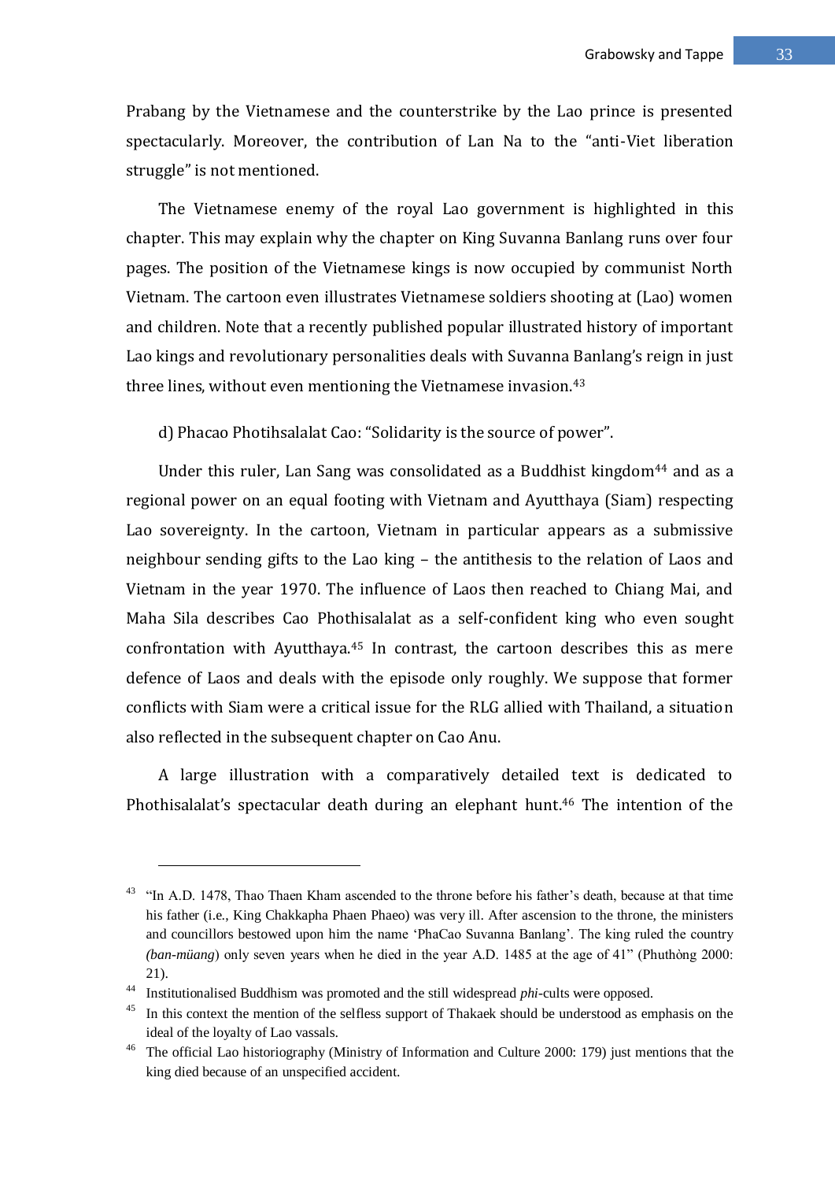Prabang by the Vietnamese and the counterstrike by the Lao prince is presented spectacularly. Moreover, the contribution of Lan Na to the "anti-Viet liberation struggle" is not mentioned.

The Vietnamese enemy of the royal Lao government is highlighted in this chapter. This may explain why the chapter on King Suvanna Banlang runs over four pages. The position of the Vietnamese kings is now occupied by communist North Vietnam. The cartoon even illustrates Vietnamese soldiers shooting at (Lao) women and children. Note that a recently published popular illustrated history of important Lao kings and revolutionary personalities deals with Suvanna Banlang's reign in just three lines, without even mentioning the Vietnamese invasion.[43]

d) Phacao Photihsalalat Cao: "Solidarity is the source of power".

Under this ruler, Lan Sang was consolidated as a Buddhist kingdom[44] and as a regional power on an equal footing with Vietnam and Ayutthaya (Siam) respecting Lao sovereignty. In the cartoon, Vietnam in particular appears as a submissive neighbour sending gifts to the Lao king – the antithesis to the relation of Laos and Vietnam in the year 1970. The influence of Laos then reached to Chiang Mai, and Maha Sila describes Cao Phothisalalat as a self-confident king who even sought confrontation with Ayutthaya.[45] In contrast, the cartoon describes this as mere defence of Laos and deals with the episode only roughly. We suppose that former conflicts with Siam were a critical issue for the RLG allied with Thailand, a situation also reflected in the subsequent chapter on Cao Anu.

A large illustration with a comparatively detailed text is dedicated to Phothisalalat's spectacular death during an elephant hunt.[46] The intention of the

---

[43] "In A.D. 1478, Thao Thaen Kham ascended to the throne before his father's death, because at that time his father (i.e., King Chakkapha Phaen Phaeo) was very ill. After ascension to the throne, the ministers and councillors bestowed upon him the name 'PhaCao Suvanna Banlang'. The king ruled the country *(ban-müang)* only seven years when he died in the year A.D. 1485 at the age of 41" (Phuthòng 2000: 21).

[44] Institutionalised Buddhism was promoted and the still widespread *phi*-cults were opposed.

[45] In this context the mention of the selfless support of Thakaek should be understood as emphasis on the ideal of the loyalty of Lao vassals.

[46] The official Lao historiography (Ministry of Information and Culture 2000: 179) just mentions that the king died because of an unspecified accident.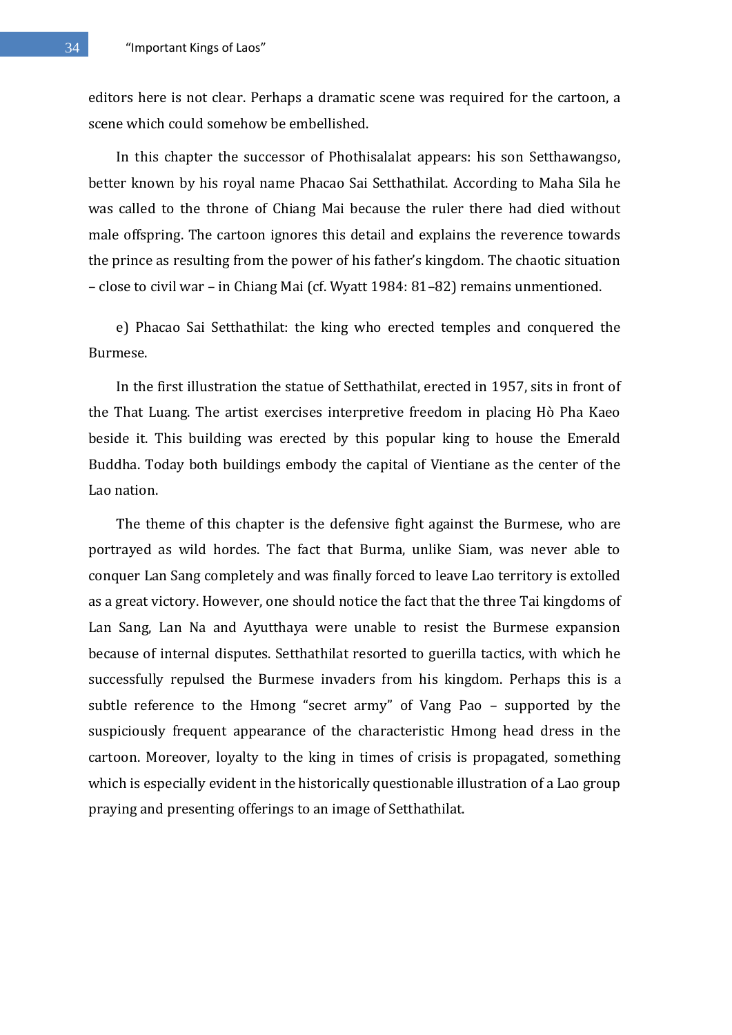editors here is not clear. Perhaps a dramatic scene was required for the cartoon, a scene which could somehow be embellished.

In this chapter the successor of Phothisalalat appears: his son Setthawangso, better known by his royal name Phacao Sai Setthathilat. According to Maha Sila he was called to the throne of Chiang Mai because the ruler there had died without male offspring. The cartoon ignores this detail and explains the reverence towards the prince as resulting from the power of his father's kingdom. The chaotic situation – close to civil war – in Chiang Mai (cf. Wyatt 1984: 81–82) remains unmentioned.

e) Phacao Sai Setthathilat: the king who erected temples and conquered the Burmese.

In the first illustration the statue of Setthathilat, erected in 1957, sits in front of the That Luang. The artist exercises interpretive freedom in placing Hò Pha Kaeo beside it. This building was erected by this popular king to house the Emerald Buddha. Today both buildings embody the capital of Vientiane as the center of the Lao nation.

The theme of this chapter is the defensive fight against the Burmese, who are portrayed as wild hordes. The fact that Burma, unlike Siam, was never able to conquer Lan Sang completely and was finally forced to leave Lao territory is extolled as a great victory. However, one should notice the fact that the three Tai kingdoms of Lan Sang, Lan Na and Ayutthaya were unable to resist the Burmese expansion because of internal disputes. Setthathilat resorted to guerilla tactics, with which he successfully repulsed the Burmese invaders from his kingdom. Perhaps this is a subtle reference to the Hmong "secret army" of Vang Pao – supported by the suspiciously frequent appearance of the characteristic Hmong head dress in the cartoon. Moreover, loyalty to the king in times of crisis is propagated, something which is especially evident in the historically questionable illustration of a Lao group praying and presenting offerings to an image of Setthathilat.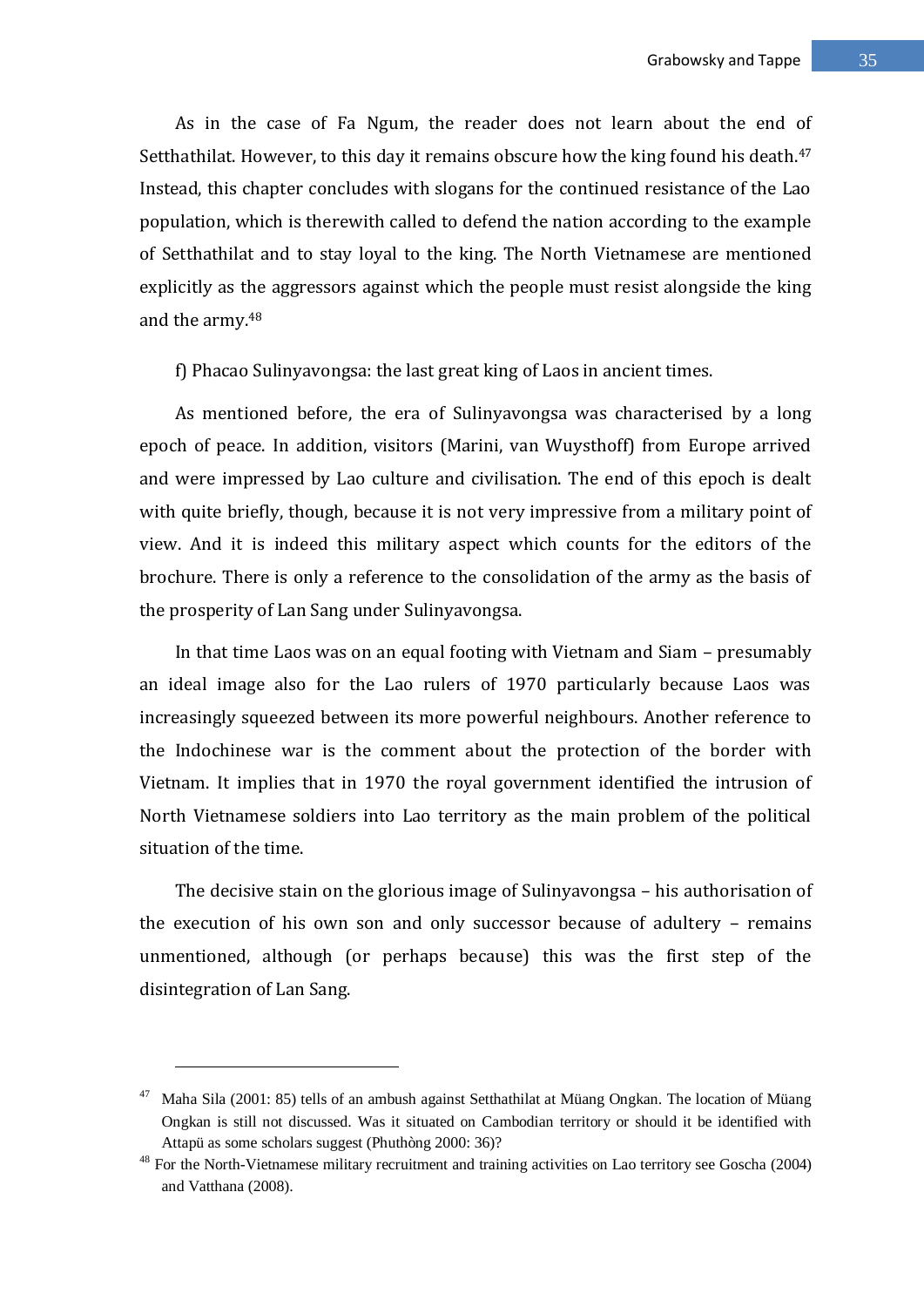As in the case of Fa Ngum, the reader does not learn about the end of Setthathilat. However, to this day it remains obscure how the king found his death.[47] Instead, this chapter concludes with slogans for the continued resistance of the Lao population, which is therewith called to defend the nation according to the example of Setthathilat and to stay loyal to the king. The North Vietnamese are mentioned explicitly as the aggressors against which the people must resist alongside the king and the army.[48]

f) Phacao Sulinyavongsa: the last great king of Laos in ancient times.

As mentioned before, the era of Sulinyavongsa was characterised by a long epoch of peace. In addition, visitors (Marini, van Wuysthoff) from Europe arrived and were impressed by Lao culture and civilisation. The end of this epoch is dealt with quite briefly, though, because it is not very impressive from a military point of view. And it is indeed this military aspect which counts for the editors of the brochure. There is only a reference to the consolidation of the army as the basis of the prosperity of Lan Sang under Sulinyavongsa.

In that time Laos was on an equal footing with Vietnam and Siam – presumably an ideal image also for the Lao rulers of 1970 particularly because Laos was increasingly squeezed between its more powerful neighbours. Another reference to the Indochinese war is the comment about the protection of the border with Vietnam. It implies that in 1970 the royal government identified the intrusion of North Vietnamese soldiers into Lao territory as the main problem of the political situation of the time.

The decisive stain on the glorious image of Sulinyavongsa – his authorisation of the execution of his own son and only successor because of adultery – remains unmentioned, although (or perhaps because) this was the first step of the disintegration of Lan Sang.

---

[47] Maha Sila (2001: 85) tells of an ambush against Setthathilat at Müang Ongkan. The location of Müang Ongkan is still not discussed. Was it situated on Cambodian territory or should it be identified with Attapü as some scholars suggest (Phuthòng 2000: 36)?

[48] For the North-Vietnamese military recruitment and training activities on Lao territory see Goscha (2004) and Vatthana (2008).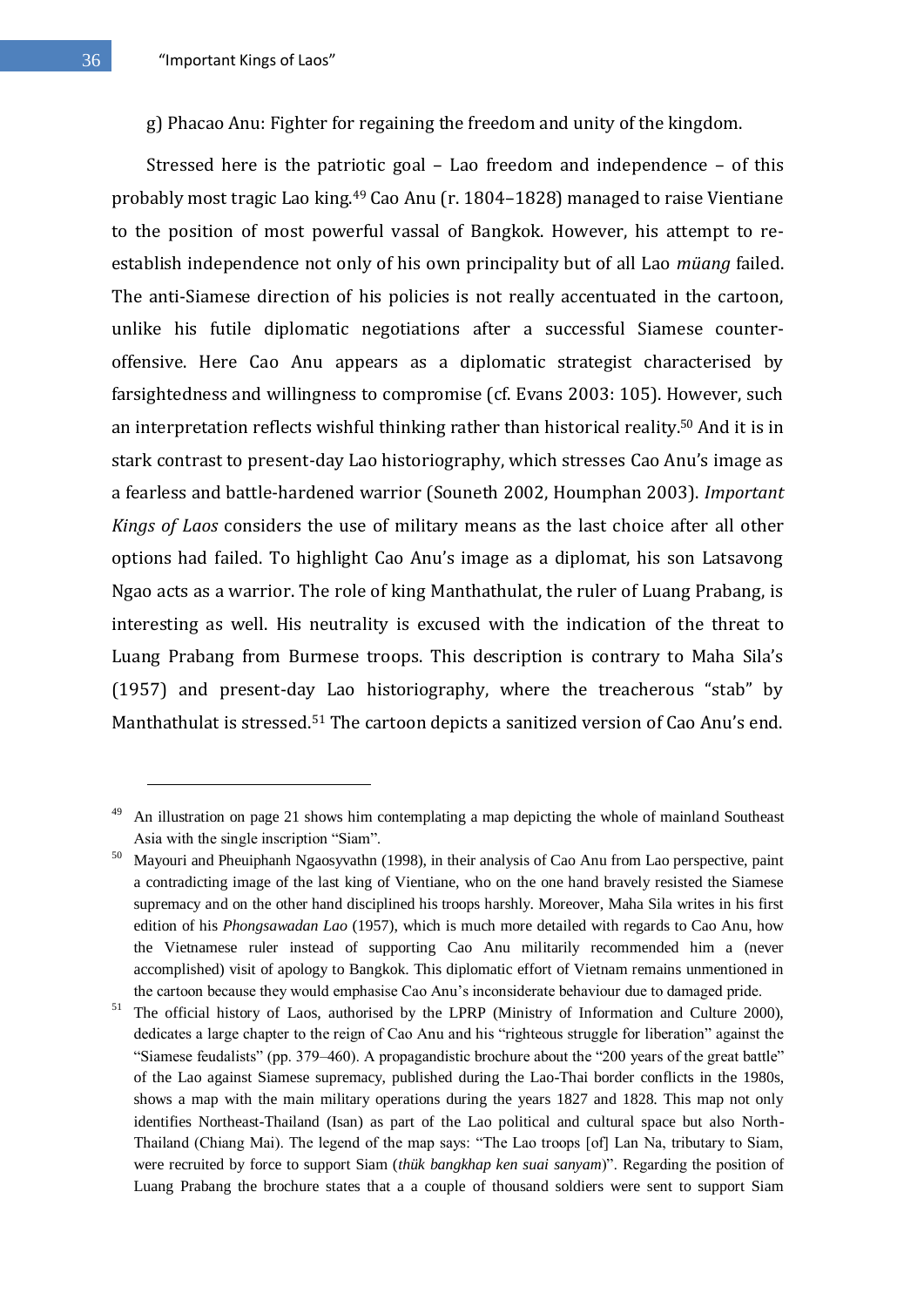g) Phacao Anu: Fighter for regaining the freedom and unity of the kingdom.

Stressed here is the patriotic goal – Lao freedom and independence – of this probably most tragic Lao king.[49] Cao Anu (r. 1804–1828) managed to raise Vientiane to the position of most powerful vassal of Bangkok. However, his attempt to re-establish independence not only of his own principality but of all Lao *müang* failed. The anti-Siamese direction of his policies is not really accentuated in the cartoon, unlike his futile diplomatic negotiations after a successful Siamese counter-offensive. Here Cao Anu appears as a diplomatic strategist characterised by farsightedness and willingness to compromise (cf. Evans 2003: 105). However, such an interpretation reflects wishful thinking rather than historical reality.[50] And it is in stark contrast to present-day Lao historiography, which stresses Cao Anu's image as a fearless and battle-hardened warrior (Souneth 2002, Houmphan 2003). *Important Kings of Laos* considers the use of military means as the last choice after all other options had failed. To highlight Cao Anu's image as a diplomat, his son Latsavong Ngao acts as a warrior. The role of king Manthathulat, the ruler of Luang Prabang, is interesting as well. His neutrality is excused with the indication of the threat to Luang Prabang from Burmese troops. This description is contrary to Maha Sila's (1957) and present-day Lao historiography, where the treacherous "stab" by Manthathulat is stressed.[51] The cartoon depicts a sanitized version of Cao Anu's end.

---

[49] An illustration on page 21 shows him contemplating a map depicting the whole of mainland Southeast Asia with the single inscription "Siam".

[50] Mayouri and Pheuiphanh Ngaosyvathn (1998), in their analysis of Cao Anu from Lao perspective, paint a contradicting image of the last king of Vientiane, who on the one hand bravely resisted the Siamese supremacy and on the other hand disciplined his troops harshly. Moreover, Maha Sila writes in his first edition of his *Phongsawadan Lao* (1957), which is much more detailed with regards to Cao Anu, how the Vietnamese ruler instead of supporting Cao Anu militarily recommended him a (never accomplished) visit of apology to Bangkok. This diplomatic effort of Vietnam remains unmentioned in the cartoon because they would emphasise Cao Anu's inconsiderate behaviour due to damaged pride.

[51] The official history of Laos, authorised by the LPRP (Ministry of Information and Culture 2000), dedicates a large chapter to the reign of Cao Anu and his "righteous struggle for liberation" against the "Siamese feudalists" (pp. 379–460). A propagandistic brochure about the "200 years of the great battle" of the Lao against Siamese supremacy, published during the Lao-Thai border conflicts in the 1980s, shows a map with the main military operations during the years 1827 and 1828. This map not only identifies Northeast-Thailand (Isan) as part of the Lao political and cultural space but also North-Thailand (Chiang Mai). The legend of the map says: "The Lao troops [of] Lan Na, tributary to Siam, were recruited by force to support Siam (*thük bangkhap ken suai sanyam*)". Regarding the position of Luang Prabang the brochure states that a a couple of thousand soldiers were sent to support Siam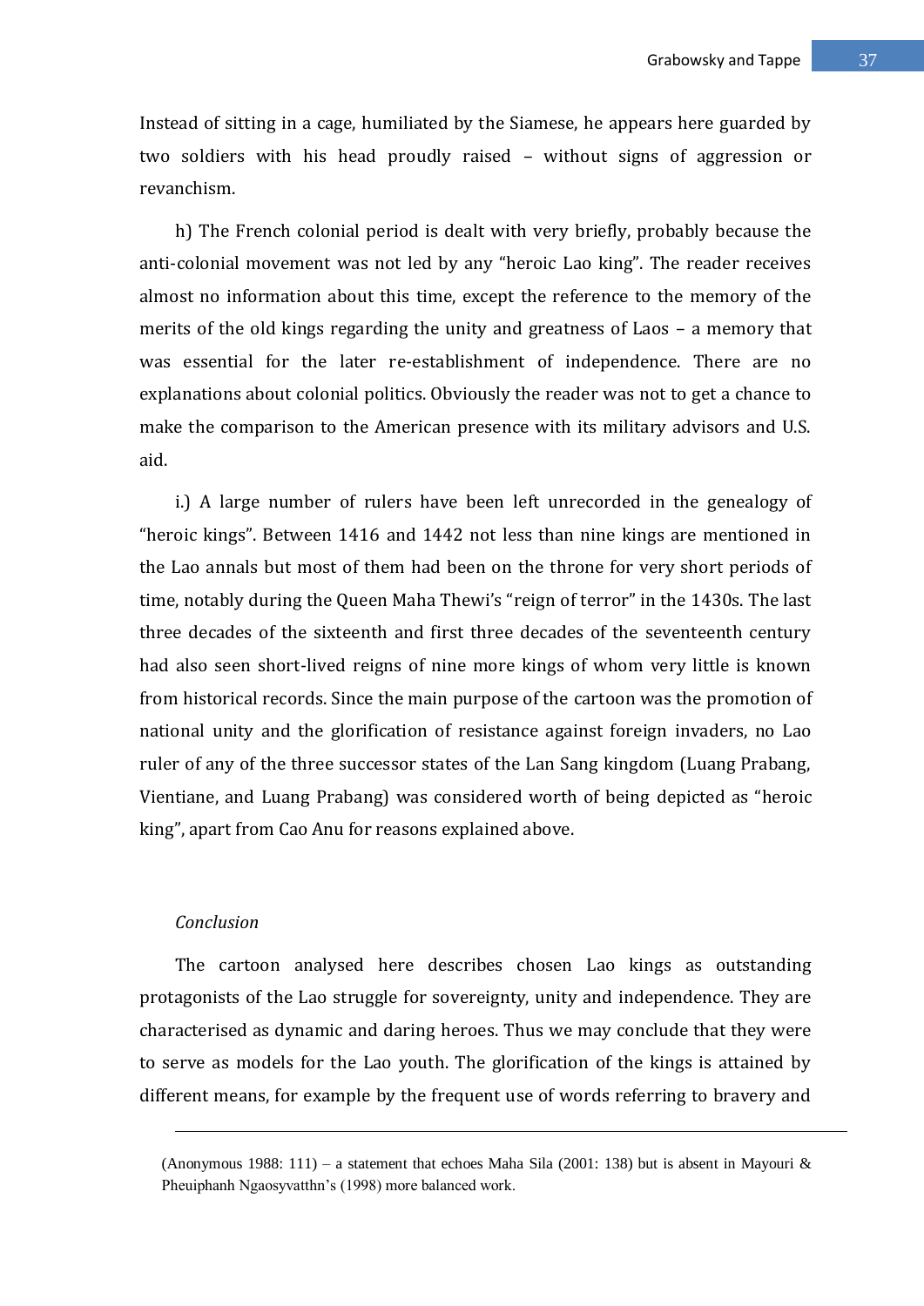Instead of sitting in a cage, humiliated by the Siamese, he appears here guarded by two soldiers with his head proudly raised – without signs of aggression or revanchism.

h) The French colonial period is dealt with very briefly, probably because the anti-colonial movement was not led by any "heroic Lao king". The reader receives almost no information about this time, except the reference to the memory of the merits of the old kings regarding the unity and greatness of Laos – a memory that was essential for the later re-establishment of independence. There are no explanations about colonial politics. Obviously the reader was not to get a chance to make the comparison to the American presence with its military advisors and U.S. aid.

i.) A large number of rulers have been left unrecorded in the genealogy of "heroic kings". Between 1416 and 1442 not less than nine kings are mentioned in the Lao annals but most of them had been on the throne for very short periods of time, notably during the Queen Maha Thewi's "reign of terror" in the 1430s. The last three decades of the sixteenth and first three decades of the seventeenth century had also seen short-lived reigns of nine more kings of whom very little is known from historical records. Since the main purpose of the cartoon was the promotion of national unity and the glorification of resistance against foreign invaders, no Lao ruler of any of the three successor states of the Lan Sang kingdom (Luang Prabang, Vientiane, and Luang Prabang) was considered worth of being depicted as "heroic king", apart from Cao Anu for reasons explained above.

## *Conclusion*

The cartoon analysed here describes chosen Lao kings as outstanding protagonists of the Lao struggle for sovereignty, unity and independence. They are characterised as dynamic and daring heroes. Thus we may conclude that they were to serve as models for the Lao youth. The glorification of the kings is attained by different means, for example by the frequent use of words referring to bravery and

---

(Anonymous 1988: 111) – a statement that echoes Maha Sila (2001: 138) but is absent in Mayouri & Pheuiphanh Ngaosyvatthn's (1998) more balanced work.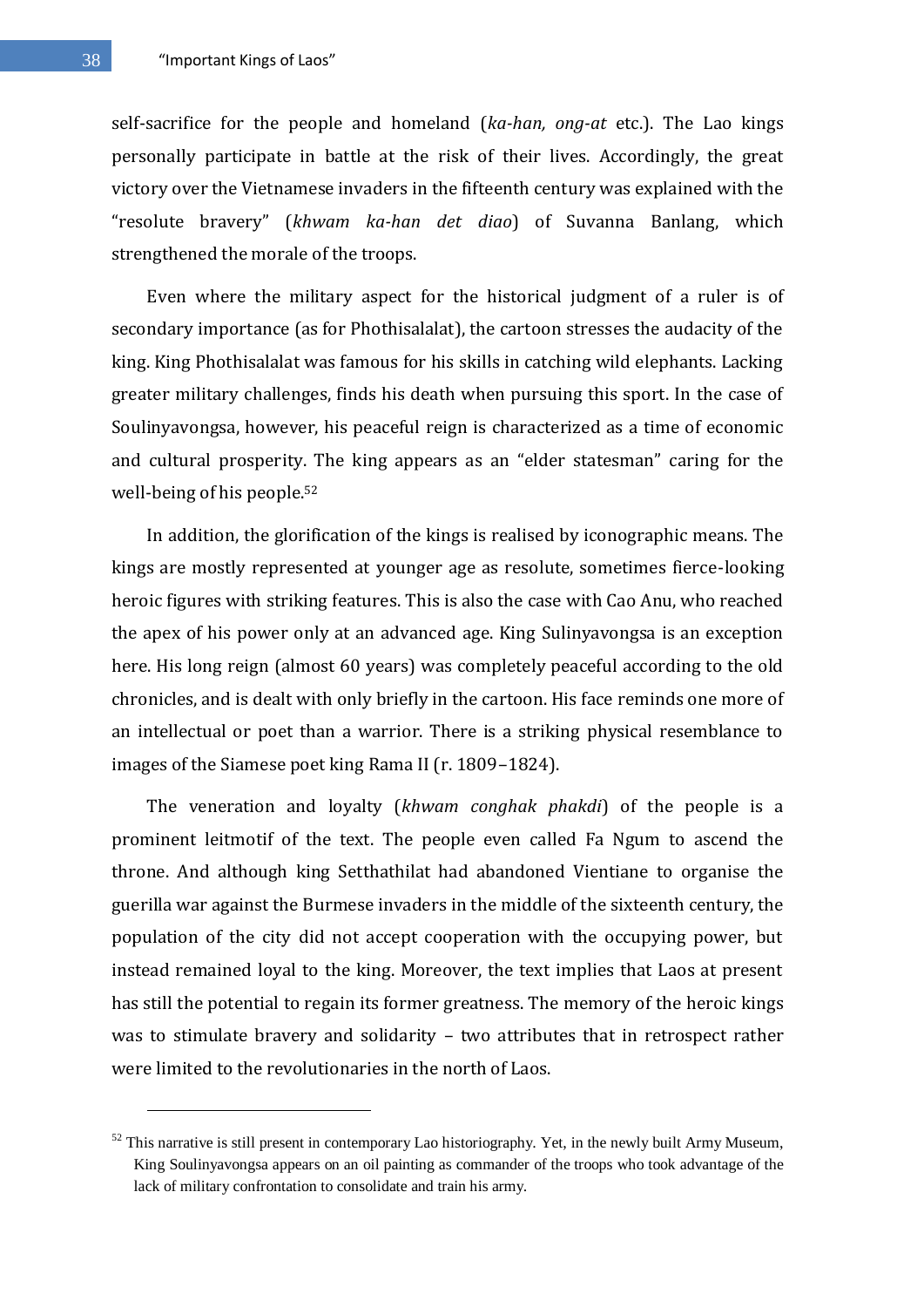self-sacrifice for the people and homeland (*ka-han, ong-at* etc.). The Lao kings personally participate in battle at the risk of their lives. Accordingly, the great victory over the Vietnamese invaders in the fifteenth century was explained with the "resolute bravery" (*khwam ka-han det diao*) of Suvanna Banlang, which strengthened the morale of the troops.

Even where the military aspect for the historical judgment of a ruler is of secondary importance (as for Phothisalalat), the cartoon stresses the audacity of the king. King Phothisalalat was famous for his skills in catching wild elephants. Lacking greater military challenges, finds his death when pursuing this sport. In the case of Soulinyavongsa, however, his peaceful reign is characterized as a time of economic and cultural prosperity. The king appears as an "elder statesman" caring for the well-being of his people.[52]

In addition, the glorification of the kings is realised by iconographic means. The kings are mostly represented at younger age as resolute, sometimes fierce-looking heroic figures with striking features. This is also the case with Cao Anu, who reached the apex of his power only at an advanced age. King Sulinyavongsa is an exception here. His long reign (almost 60 years) was completely peaceful according to the old chronicles, and is dealt with only briefly in the cartoon. His face reminds one more of an intellectual or poet than a warrior. There is a striking physical resemblance to images of the Siamese poet king Rama II (r. 1809–1824).

The veneration and loyalty (*khwam conghak phakdi*) of the people is a prominent leitmotif of the text. The people even called Fa Ngum to ascend the throne. And although king Setthathilat had abandoned Vientiane to organise the guerilla war against the Burmese invaders in the middle of the sixteenth century, the population of the city did not accept cooperation with the occupying power, but instead remained loyal to the king. Moreover, the text implies that Laos at present has still the potential to regain its former greatness. The memory of the heroic kings was to stimulate bravery and solidarity – two attributes that in retrospect rather were limited to the revolutionaries in the north of Laos.

---

[52] This narrative is still present in contemporary Lao historiography. Yet, in the newly built Army Museum, King Soulinyavongsa appears on an oil painting as commander of the troops who took advantage of the lack of military confrontation to consolidate and train his army.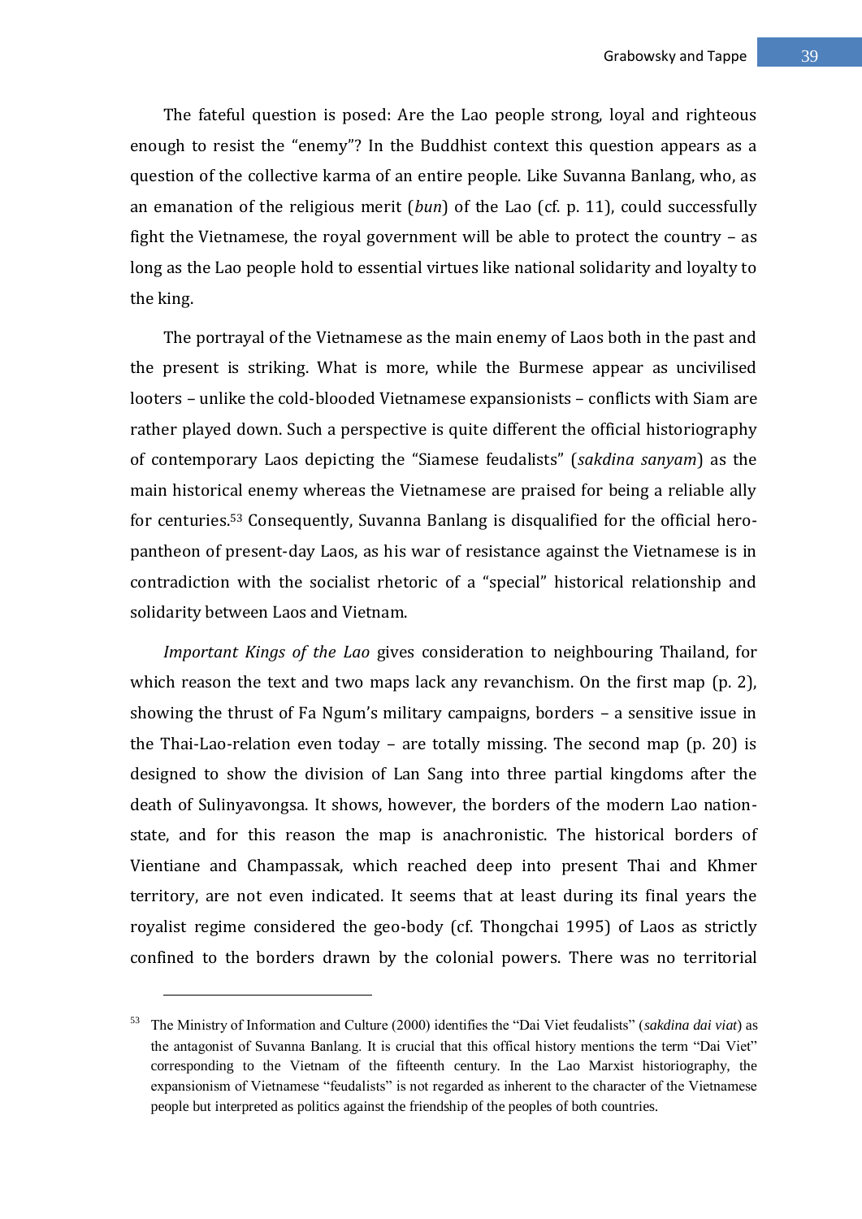The fateful question is posed: Are the Lao people strong, loyal and righteous enough to resist the "enemy"? In the Buddhist context this question appears as a question of the collective karma of an entire people. Like Suvanna Banlang, who, as an emanation of the religious merit (*bun*) of the Lao (cf. p. 11), could successfully fight the Vietnamese, the royal government will be able to protect the country – as long as the Lao people hold to essential virtues like national solidarity and loyalty to the king.

The portrayal of the Vietnamese as the main enemy of Laos both in the past and the present is striking. What is more, while the Burmese appear as uncivilised looters – unlike the cold-blooded Vietnamese expansionists – conflicts with Siam are rather played down. Such a perspective is quite different the official historiography of contemporary Laos depicting the "Siamese feudalists" (*sakdina sanyam*) as the main historical enemy whereas the Vietnamese are praised for being a reliable ally for centuries.[53] Consequently, Suvanna Banlang is disqualified for the official hero-pantheon of present-day Laos, as his war of resistance against the Vietnamese is in contradiction with the socialist rhetoric of a "special" historical relationship and solidarity between Laos and Vietnam.

*Important Kings of the Lao* gives consideration to neighbouring Thailand, for which reason the text and two maps lack any revanchism. On the first map (p. 2), showing the thrust of Fa Ngum's military campaigns, borders – a sensitive issue in the Thai-Lao-relation even today – are totally missing. The second map (p. 20) is designed to show the division of Lan Sang into three partial kingdoms after the death of Sulinyavongsa. It shows, however, the borders of the modern Lao nation-state, and for this reason the map is anachronistic. The historical borders of Vientiane and Champassak, which reached deep into present Thai and Khmer territory, are not even indicated. It seems that at least during its final years the royalist regime considered the geo-body (cf. Thongchai 1995) of Laos as strictly confined to the borders drawn by the colonial powers. There was no territorial

---

[53] The Ministry of Information and Culture (2000) identifies the "Dai Viet feudalists" (*sakdina dai viat*) as the antagonist of Suvanna Banlang. It is crucial that this offical history mentions the term "Dai Viet" corresponding to the Vietnam of the fifteenth century. In the Lao Marxist historiography, the expansionism of Vietnamese "feudalists" is not regarded as inherent to the character of the Vietnamese people but interpreted as politics against the friendship of the peoples of both countries.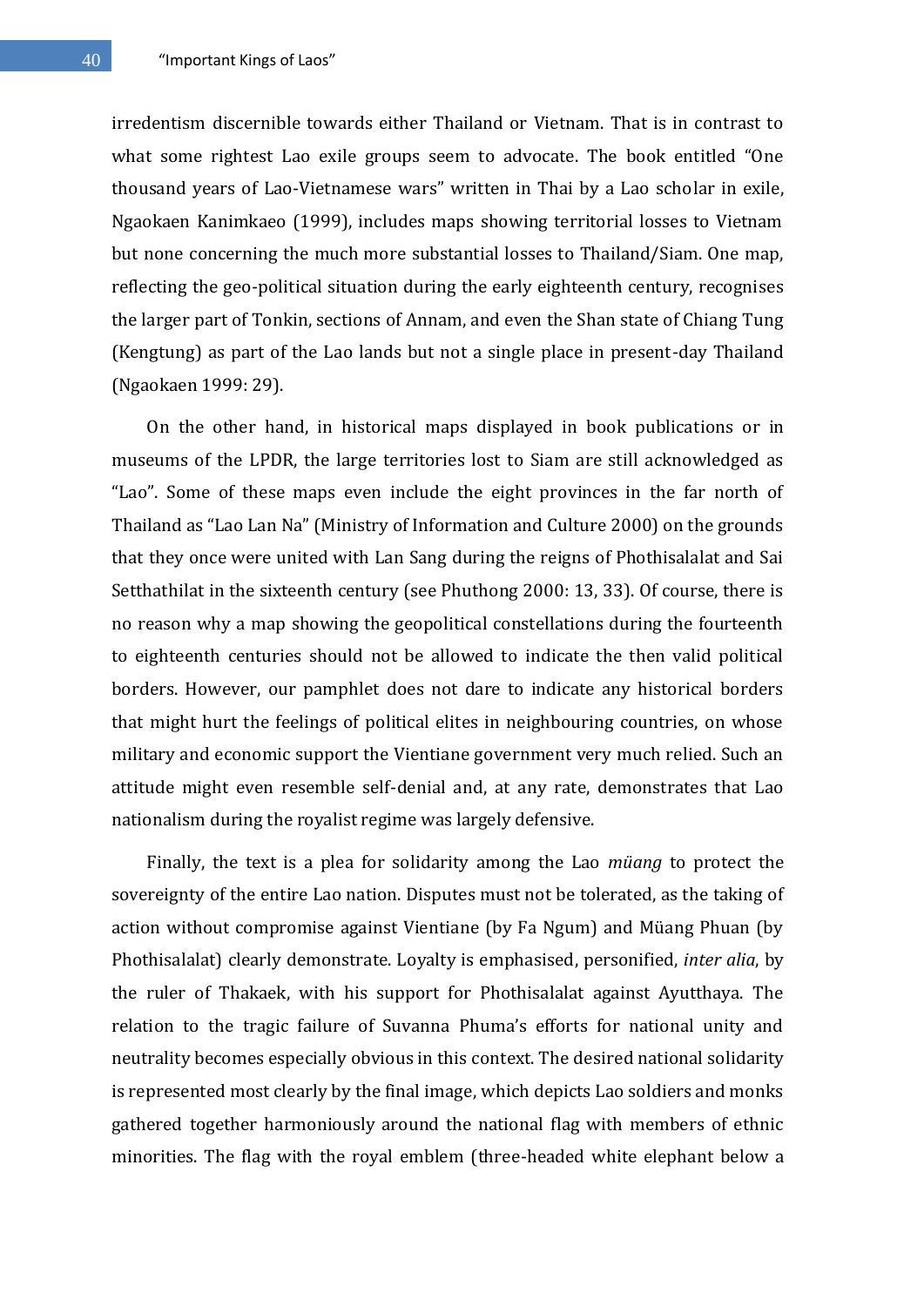irredentism discernible towards either Thailand or Vietnam. That is in contrast to what some rightest Lao exile groups seem to advocate. The book entitled "One thousand years of Lao-Vietnamese wars" written in Thai by a Lao scholar in exile, Ngaokaen Kanimkaeo (1999), includes maps showing territorial losses to Vietnam but none concerning the much more substantial losses to Thailand/Siam. One map, reflecting the geo-political situation during the early eighteenth century, recognises the larger part of Tonkin, sections of Annam, and even the Shan state of Chiang Tung (Kengtung) as part of the Lao lands but not a single place in present-day Thailand (Ngaokaen 1999: 29).

On the other hand, in historical maps displayed in book publications or in museums of the LPDR, the large territories lost to Siam are still acknowledged as "Lao". Some of these maps even include the eight provinces in the far north of Thailand as "Lao Lan Na" (Ministry of Information and Culture 2000) on the grounds that they once were united with Lan Sang during the reigns of Phothisalalat and Sai Setthathilat in the sixteenth century (see Phuthong 2000: 13, 33). Of course, there is no reason why a map showing the geopolitical constellations during the fourteenth to eighteenth centuries should not be allowed to indicate the then valid political borders. However, our pamphlet does not dare to indicate any historical borders that might hurt the feelings of political elites in neighbouring countries, on whose military and economic support the Vientiane government very much relied. Such an attitude might even resemble self-denial and, at any rate, demonstrates that Lao nationalism during the royalist regime was largely defensive.

Finally, the text is a plea for solidarity among the Lao *müang* to protect the sovereignty of the entire Lao nation. Disputes must not be tolerated, as the taking of action without compromise against Vientiane (by Fa Ngum) and Müang Phuan (by Phothisalalat) clearly demonstrate. Loyalty is emphasised, personified, *inter alia*, by the ruler of Thakaek, with his support for Phothisalalat against Ayutthaya. The relation to the tragic failure of Suvanna Phuma's efforts for national unity and neutrality becomes especially obvious in this context. The desired national solidarity is represented most clearly by the final image, which depicts Lao soldiers and monks gathered together harmoniously around the national flag with members of ethnic minorities. The flag with the royal emblem (three-headed white elephant below a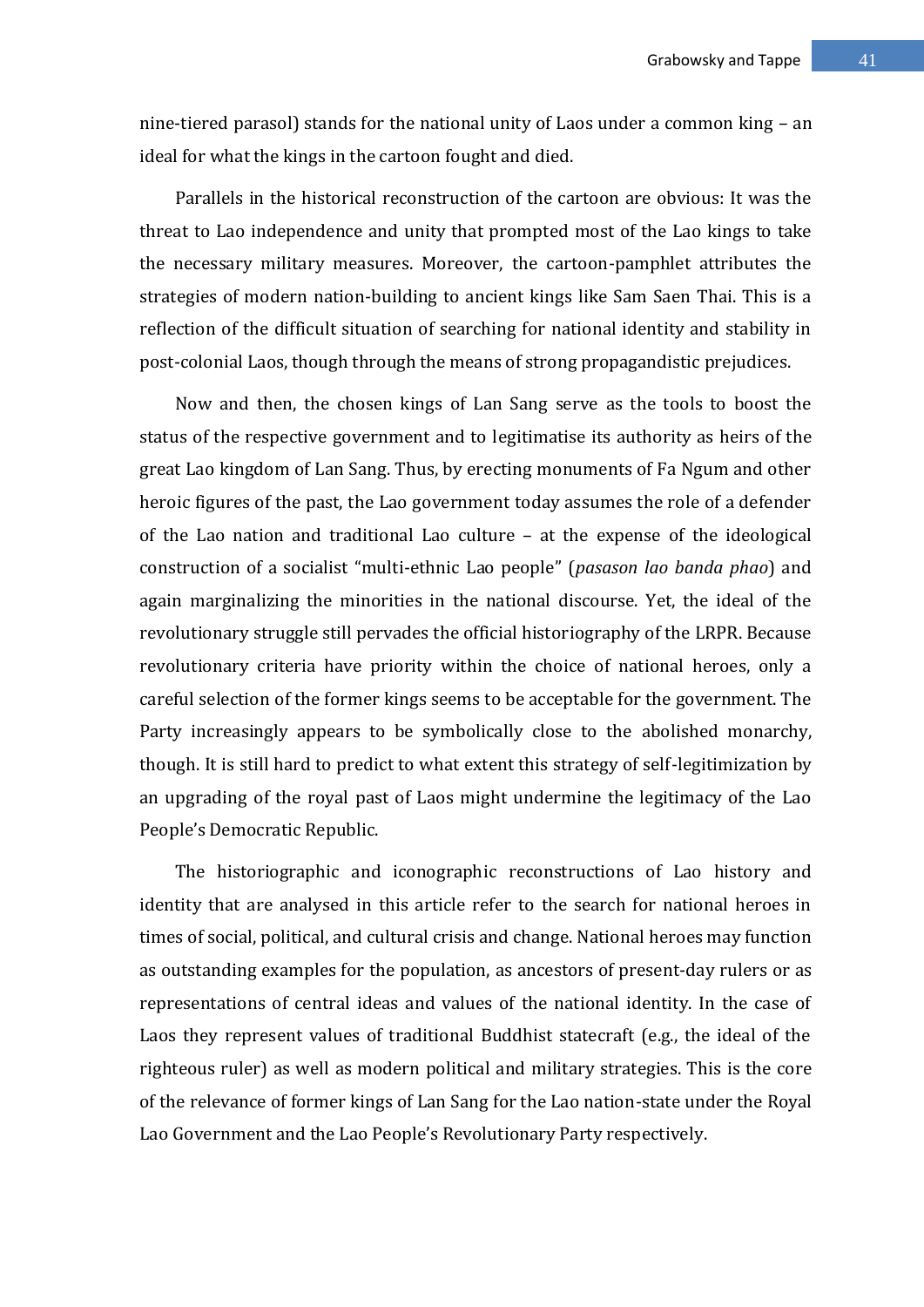nine-tiered parasol) stands for the national unity of Laos under a common king – an ideal for what the kings in the cartoon fought and died.

Parallels in the historical reconstruction of the cartoon are obvious: It was the threat to Lao independence and unity that prompted most of the Lao kings to take the necessary military measures. Moreover, the cartoon-pamphlet attributes the strategies of modern nation-building to ancient kings like Sam Saen Thai. This is a reflection of the difficult situation of searching for national identity and stability in post-colonial Laos, though through the means of strong propagandistic prejudices.

Now and then, the chosen kings of Lan Sang serve as the tools to boost the status of the respective government and to legitimatise its authority as heirs of the great Lao kingdom of Lan Sang. Thus, by erecting monuments of Fa Ngum and other heroic figures of the past, the Lao government today assumes the role of a defender of the Lao nation and traditional Lao culture – at the expense of the ideological construction of a socialist "multi-ethnic Lao people" (*pasason lao banda phao*) and again marginalizing the minorities in the national discourse. Yet, the ideal of the revolutionary struggle still pervades the official historiography of the LRPR. Because revolutionary criteria have priority within the choice of national heroes, only a careful selection of the former kings seems to be acceptable for the government. The Party increasingly appears to be symbolically close to the abolished monarchy, though. It is still hard to predict to what extent this strategy of self-legitimization by an upgrading of the royal past of Laos might undermine the legitimacy of the Lao People's Democratic Republic.

The historiographic and iconographic reconstructions of Lao history and identity that are analysed in this article refer to the search for national heroes in times of social, political, and cultural crisis and change. National heroes may function as outstanding examples for the population, as ancestors of present-day rulers or as representations of central ideas and values of the national identity. In the case of Laos they represent values of traditional Buddhist statecraft (e.g., the ideal of the righteous ruler) as well as modern political and military strategies. This is the core of the relevance of former kings of Lan Sang for the Lao nation-state under the Royal Lao Government and the Lao People's Revolutionary Party respectively.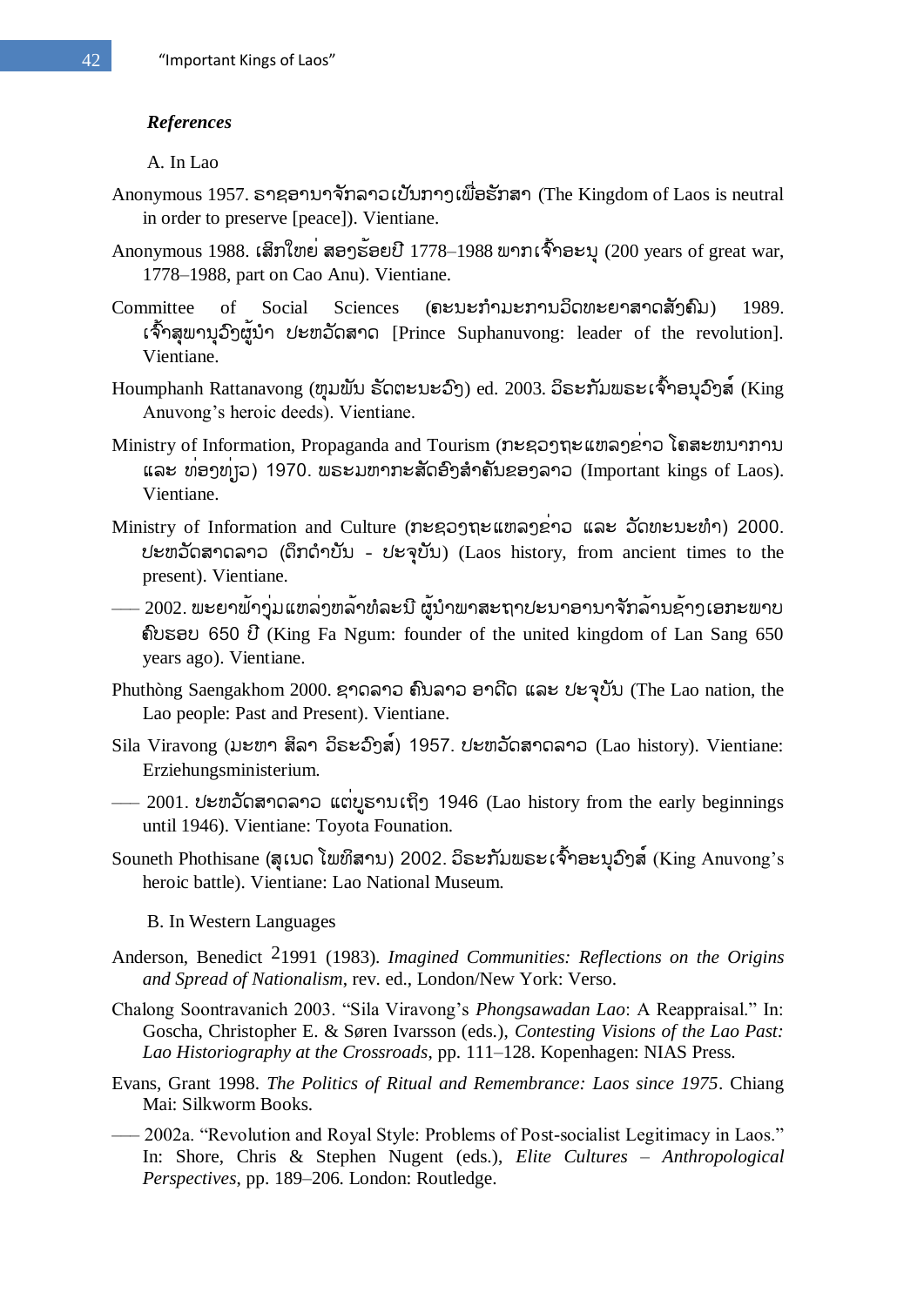***References***

A. In Lao

Anonymous 1957. ຣາຊອານາຈັກລາວເປັນກາງເພື່ອຮັກສາ (The Kingdom of Laos is neutral in order to preserve [peace]). Vientiane.

Anonymous 1988. ເສິກໃຫຍ່ ສອງຮ້ອຍປີ 1778–1988 ພາກເຈົ້າອະນຸ (200 years of great war, 1778–1988, part on Cao Anu). Vientiane.

Committee of Social Sciences (ຄະນະກຳມະການວິດທະຍາສາດສັງຄົມ) 1989. ເຈົ້າສຸພານຸວົງຜູ້ນຳ ປະຫວັດສາດ [Prince Suphanuvong: leader of the revolution]. Vientiane.

Houmphanh Rattanavong (ຫຸມພັນ ຣັດຕະນະວົງ) ed. 2003. ວິຣະກັມພຣະເຈົ້າອນຸວົງສ໌ (King Anuvong's heroic deeds). Vientiane.

Ministry of Information, Propaganda and Tourism (ກະຊວງຖະແຫລງຂ່າວ ໂຄສະໜາການ ແລະ ທ່ອງທ່ຽວ) 1970. ພຣະມຫາກະສັດອົງສຳຄັນຂອງລາວ (Important kings of Laos). Vientiane.

Ministry of Information and Culture (ກະຊວງຖະແຫລງຂ່າວ ແລະ ວັດທະນະທຳ) 2000. ປະຫວັດສາດລາວ (ດຶກດຳບັນ - ປະຈຸບັນ) (Laos history, from ancient times to the present). Vientiane.

—— 2002. ພະຍາຟ້າງຸ່ມແຫລ່ງຫລ້າທໍລະນີ ຜູ້ນຳພາສະຖາປະນາອານາຈັກລ້ານຊ້າງເອກະພາບ ຄົບຮອບ 650 ປີ (King Fa Ngum: founder of the united kingdom of Lan Sang 650 years ago). Vientiane.

Phuthòng Saengakhom 2000. ຊາດລາວ ຄົນລາວ ອາດີດ ແລະ ປະຈຸບັນ (The Lao nation, the Lao people: Past and Present). Vientiane.

Sila Viravong (ມະຫາ ສິລາ ວີຣະວົງສ໌) 1957. ປະຫວັດສາດລາວ (Lao history). Vientiane: Erziehungsministerium.

—— 2001. ປະຫວັດສາດລາວ ແຕ່ບູຮານເຖິງ 1946 (Lao history from the early beginnings until 1946). Vientiane: Toyota Founation.

Souneth Phothisane (ສຸເນດ ໂພທິສານ) 2002. ວິຣະກັມພຣະເຈົ້າອະນຸວົງສ໌ (King Anuvong's heroic battle). Vientiane: Lao National Museum.

B. In Western Languages

Anderson, Benedict [2]1991 (1983). *Imagined Communities: Reflections on the Origins and Spread of Nationalism*, rev. ed., London/New York: Verso.

Chalong Soontravanich 2003. "Sila Viravong's *Phongsawadan Lao*: A Reappraisal." In: Goscha, Christopher E. & Søren Ivarsson (eds.), *Contesting Visions of the Lao Past: Lao Historiography at the Crossroads*, pp. 111–128. Kopenhagen: NIAS Press.

Evans, Grant 1998. *The Politics of Ritual and Remembrance: Laos since 1975*. Chiang Mai: Silkworm Books.

—— 2002a. "Revolution and Royal Style: Problems of Post-socialist Legitimacy in Laos." In: Shore, Chris & Stephen Nugent (eds.), *Elite Cultures – Anthropological Perspectives*, pp. 189–206. London: Routledge.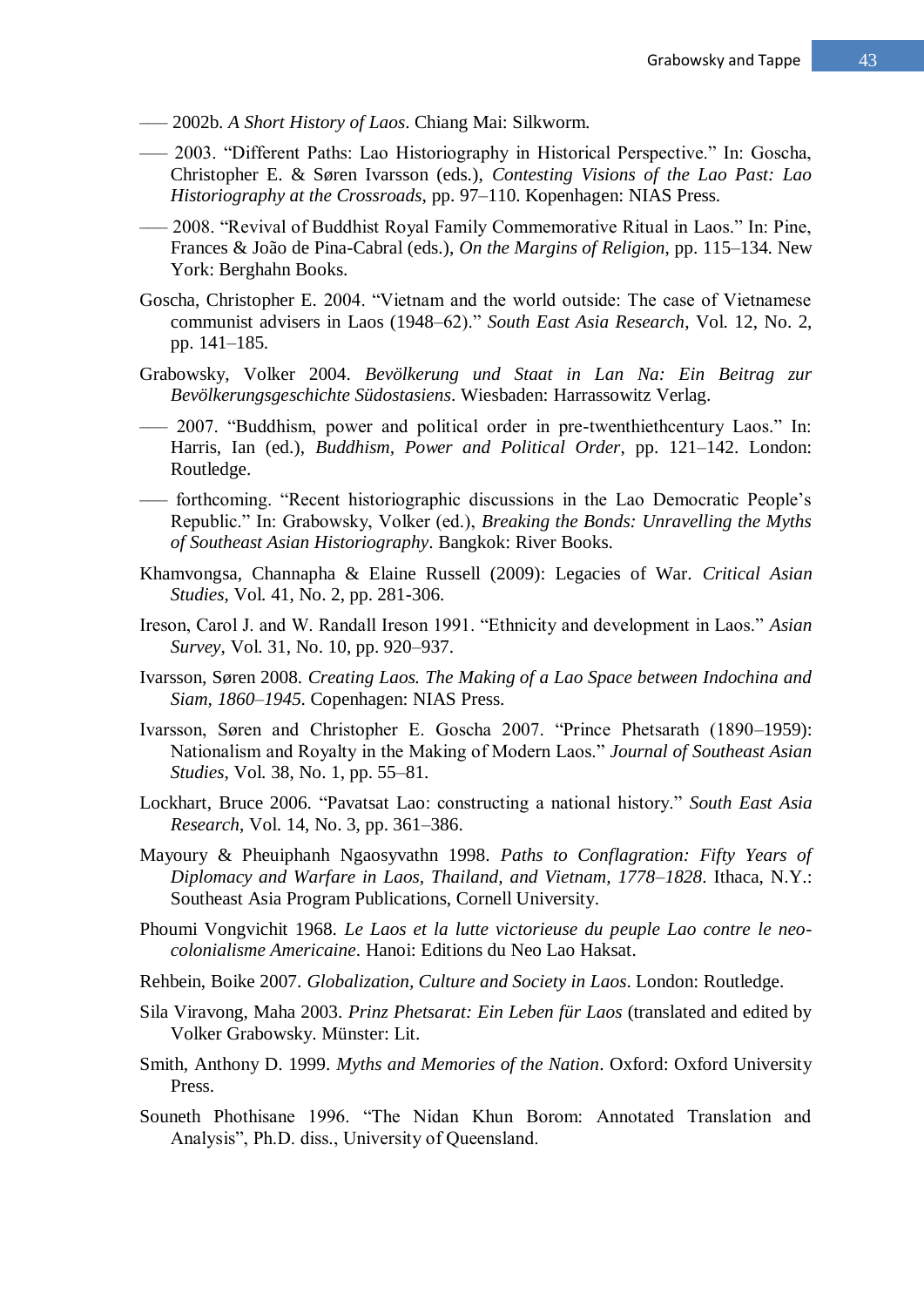––– 2002b. *A Short History of Laos*. Chiang Mai: Silkworm.

––– 2003. “Different Paths: Lao Historiography in Historical Perspective.” In: Goscha, Christopher E. & Søren Ivarsson (eds.), *Contesting Visions of the Lao Past: Lao Historiography at the Crossroads*, pp. 97–110. Kopenhagen: NIAS Press.

––– 2008. “Revival of Buddhist Royal Family Commemorative Ritual in Laos.” In: Pine, Frances & João de Pina-Cabral (eds.), *On the Margins of Religion*, pp. 115–134. New York: Berghahn Books.

Goscha, Christopher E. 2004. “Vietnam and the world outside: The case of Vietnamese communist advisers in Laos (1948–62).” *South East Asia Research*, Vol. 12, No. 2, pp. 141–185.

Grabowsky, Volker 2004. *Bevölkerung und Staat in Lan Na: Ein Beitrag zur Bevölkerungsgeschichte Südostasiens*. Wiesbaden: Harrassowitz Verlag.

––– 2007. “Buddhism, power and political order in pre-twenthiethcentury Laos.” In: Harris, Ian (ed.), *Buddhism, Power and Political Order*, pp. 121–142. London: Routledge.

––– forthcoming. “Recent historiographic discussions in the Lao Democratic People’s Republic.” In: Grabowsky, Volker (ed.), *Breaking the Bonds: Unravelling the Myths of Southeast Asian Historiography*. Bangkok: River Books.

Khamvongsa, Channapha & Elaine Russell (2009): Legacies of War. *Critical Asian Studies*, Vol. 41, No. 2, pp. 281-306.

Ireson, Carol J. and W. Randall Ireson 1991. “Ethnicity and development in Laos.” *Asian Survey*, Vol. 31, No. 10, pp. 920–937.

Ivarsson, Søren 2008. *Creating Laos. The Making of a Lao Space between Indochina and Siam, 1860–1945*. Copenhagen: NIAS Press.

Ivarsson, Søren and Christopher E. Goscha 2007. “Prince Phetsarath (1890–1959): Nationalism and Royalty in the Making of Modern Laos.” *Journal of Southeast Asian Studies*, Vol. 38, No. 1, pp. 55–81.

Lockhart, Bruce 2006. “Pavatsat Lao: constructing a national history.” *South East Asia Research*, Vol. 14, No. 3, pp. 361–386.

Mayoury & Pheuiphanh Ngaosyvathn 1998. *Paths to Conflagration: Fifty Years of Diplomacy and Warfare in Laos, Thailand, and Vietnam, 1778–1828*. Ithaca, N.Y.: Southeast Asia Program Publications, Cornell University.

Phoumi Vongvichit 1968. *Le Laos et la lutte victorieuse du peuple Lao contre le neo-colonialisme Americaine*. Hanoi: Editions du Neo Lao Haksat.

Rehbein, Boike 2007. *Globalization, Culture and Society in Laos*. London: Routledge.

Sila Viravong, Maha 2003. *Prinz Phetsarat: Ein Leben für Laos* (translated and edited by Volker Grabowsky. Münster: Lit.

Smith, Anthony D. 1999. *Myths and Memories of the Nation*. Oxford: Oxford University Press.

Souneth Phothisane 1996. “The Nidan Khun Borom: Annotated Translation and Analysis”, Ph.D. diss., University of Queensland.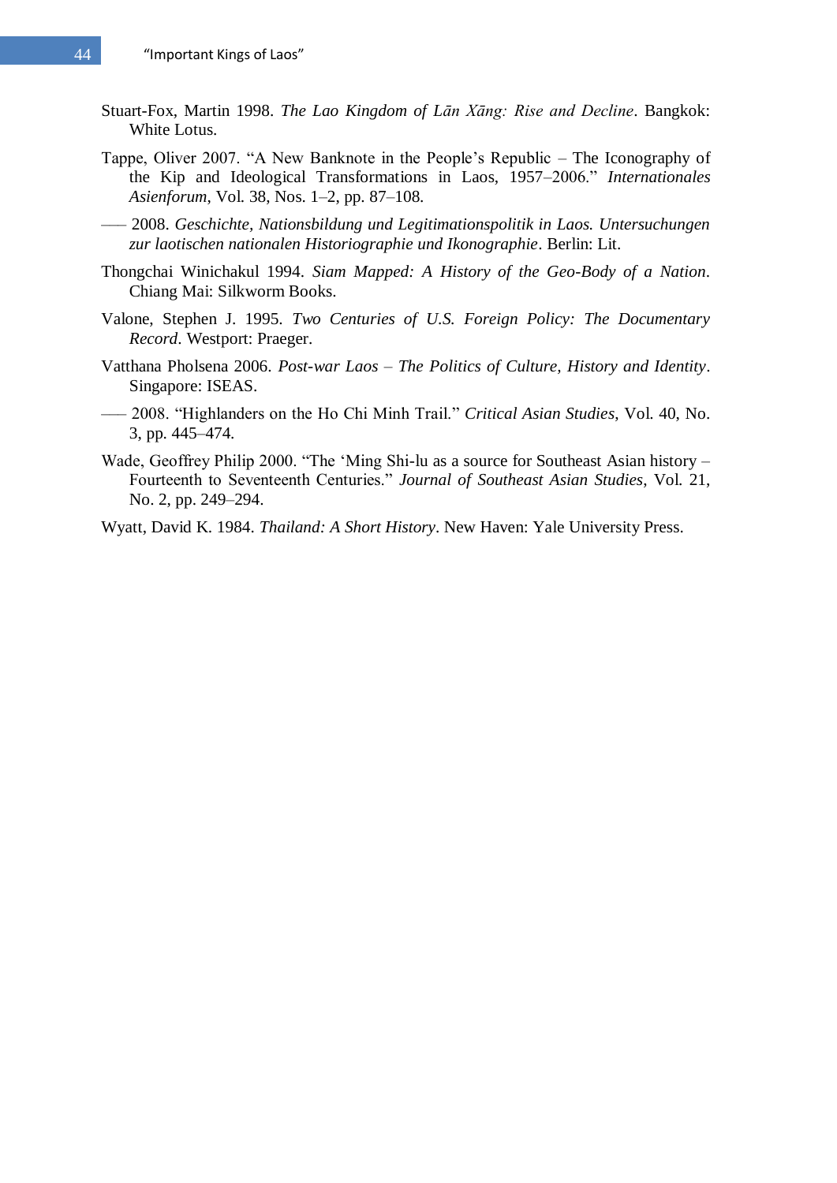Stuart-Fox, Martin 1998. *The Lao Kingdom of Lān Xāng: Rise and Decline*. Bangkok: White Lotus.

Tappe, Oliver 2007. "A New Banknote in the People's Republic – The Iconography of the Kip and Ideological Transformations in Laos, 1957–2006." *Internationales Asienforum*, Vol. 38, Nos. 1–2, pp. 87–108.

––– 2008. *Geschichte, Nationsbildung und Legitimationspolitik in Laos. Untersuchungen zur laotischen nationalen Historiographie und Ikonographie*. Berlin: Lit.

Thongchai Winichakul 1994. *Siam Mapped: A History of the Geo-Body of a Nation*. Chiang Mai: Silkworm Books.

Valone, Stephen J. 1995. *Two Centuries of U.S. Foreign Policy: The Documentary Record*. Westport: Praeger.

Vatthana Pholsena 2006. *Post-war Laos – The Politics of Culture, History and Identity*. Singapore: ISEAS.

––– 2008. "Highlanders on the Ho Chi Minh Trail." *Critical Asian Studies*, Vol. 40, No. 3, pp. 445–474.

Wade, Geoffrey Philip 2000. "The 'Ming Shi-lu as a source for Southeast Asian history – Fourteenth to Seventeenth Centuries." *Journal of Southeast Asian Studies*, Vol. 21, No. 2, pp. 249–294.

Wyatt, David K. 1984. *Thailand: A Short History*. New Haven: Yale University Press.